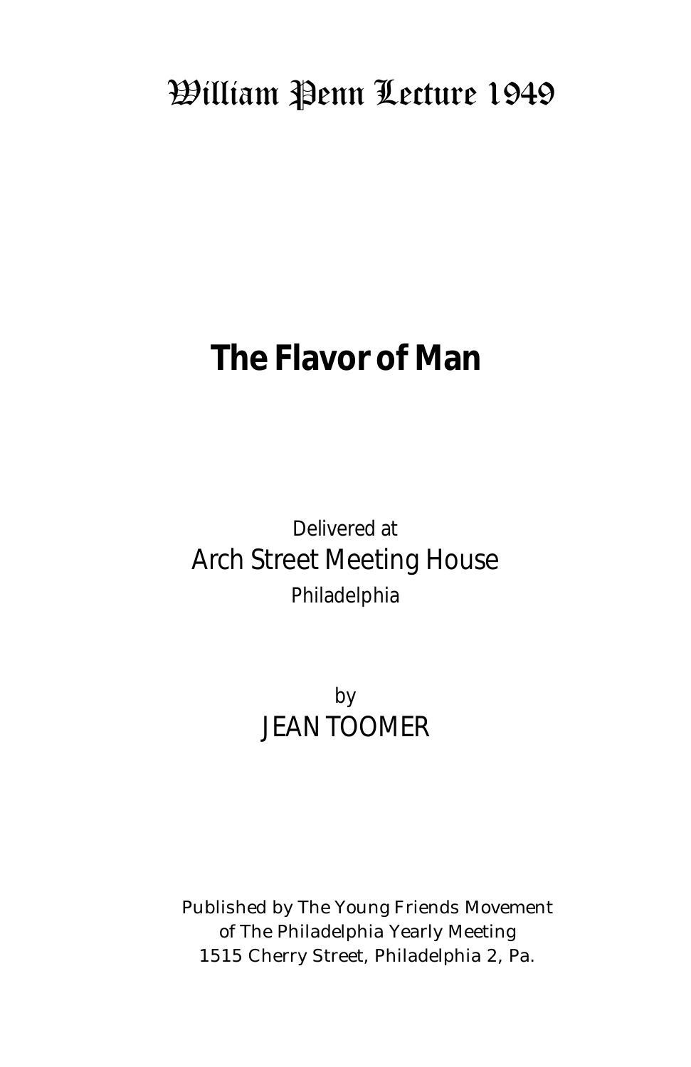# William Penn Lecture 1949

# The Flavor of Man

Delivered at

Arch Street Meeting House

Philadelphia

by

JEAN TOOMER

Published by The Young Friends Movement
of The Philadelphia Yearly Meeting
1515 Cherry Street, Philadelphia 2, Pa.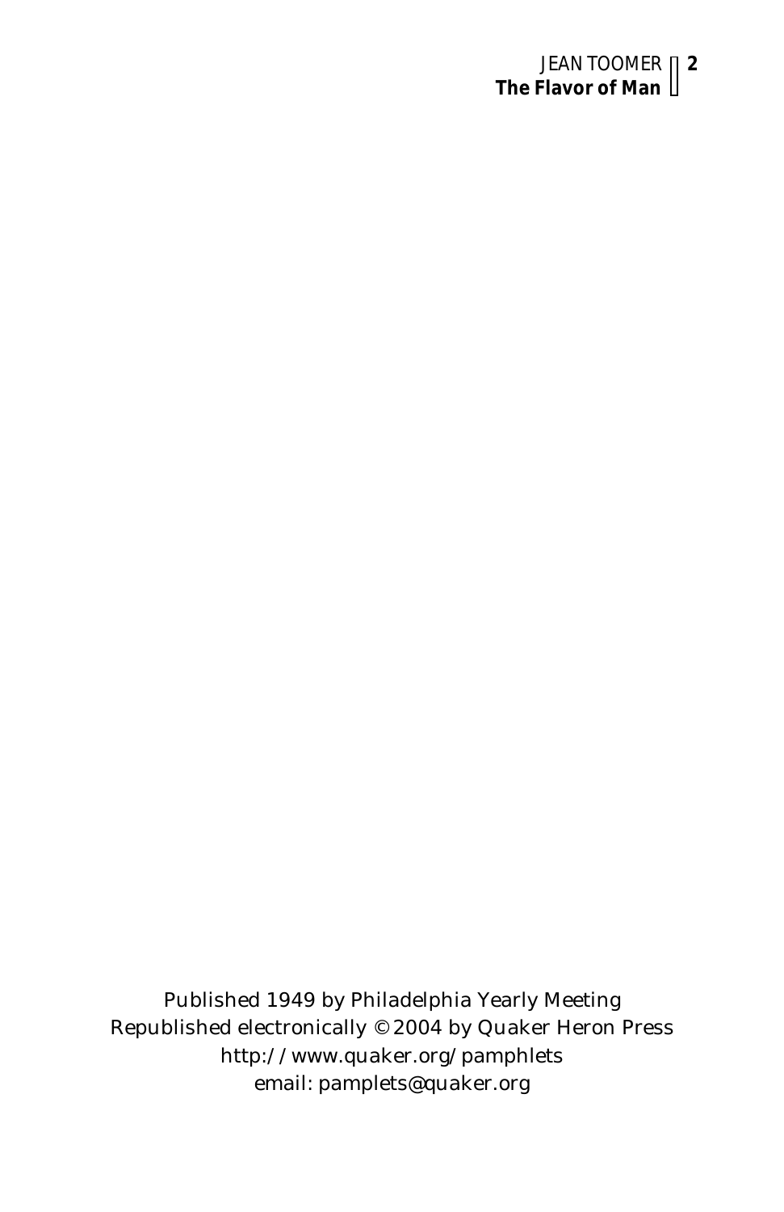Published 1949 by Philadelphia Yearly Meeting
Republished electronically © 2004 by Quaker Heron Press
http://www.quaker.org/pamphlets
email: pamplets@quaker.org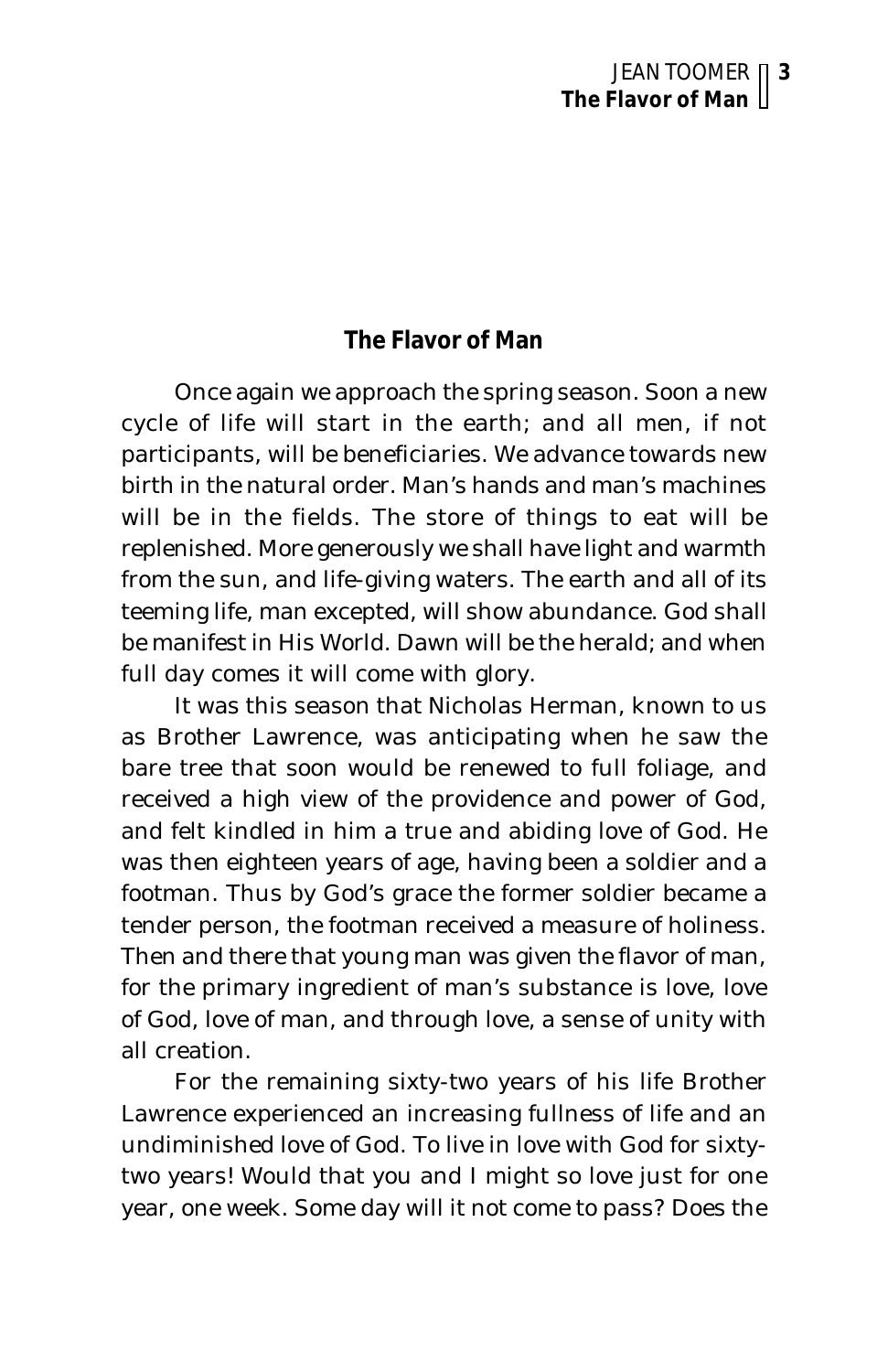## The Flavor of Man

Once again we approach the spring season. Soon a new cycle of life will start in the earth; and all men, if not participants, will be beneficiaries. We advance towards new birth in the natural order. Man's hands and man's machines will be in the fields. The store of things to eat will be replenished. More generously we shall have light and warmth from the sun, and life-giving waters. The earth and all of its teeming life, man excepted, will show abundance. God shall be manifest in His World. Dawn will be the herald; and when full day comes it will come with glory.

It was this season that Nicholas Herman, known to us as Brother Lawrence, was anticipating when he saw the bare tree that soon would be renewed to full foliage, and received a high view of the providence and power of God, and felt kindled in him a true and abiding love of God. He was then eighteen years of age, having been a soldier and a footman. Thus by God's grace the former soldier became a tender person, the footman received a measure of holiness. Then and there that young man was given the flavor of man, for the primary ingredient of man's substance is love, love of God, love of man, and through love, a sense of unity with all creation.

For the remaining sixty-two years of his life Brother Lawrence experienced an increasing fullness of life and an undiminished love of God. To live in love with God for sixty-two years! Would that you and I might so love just for one year, one week. Some day will it not come to pass? Does the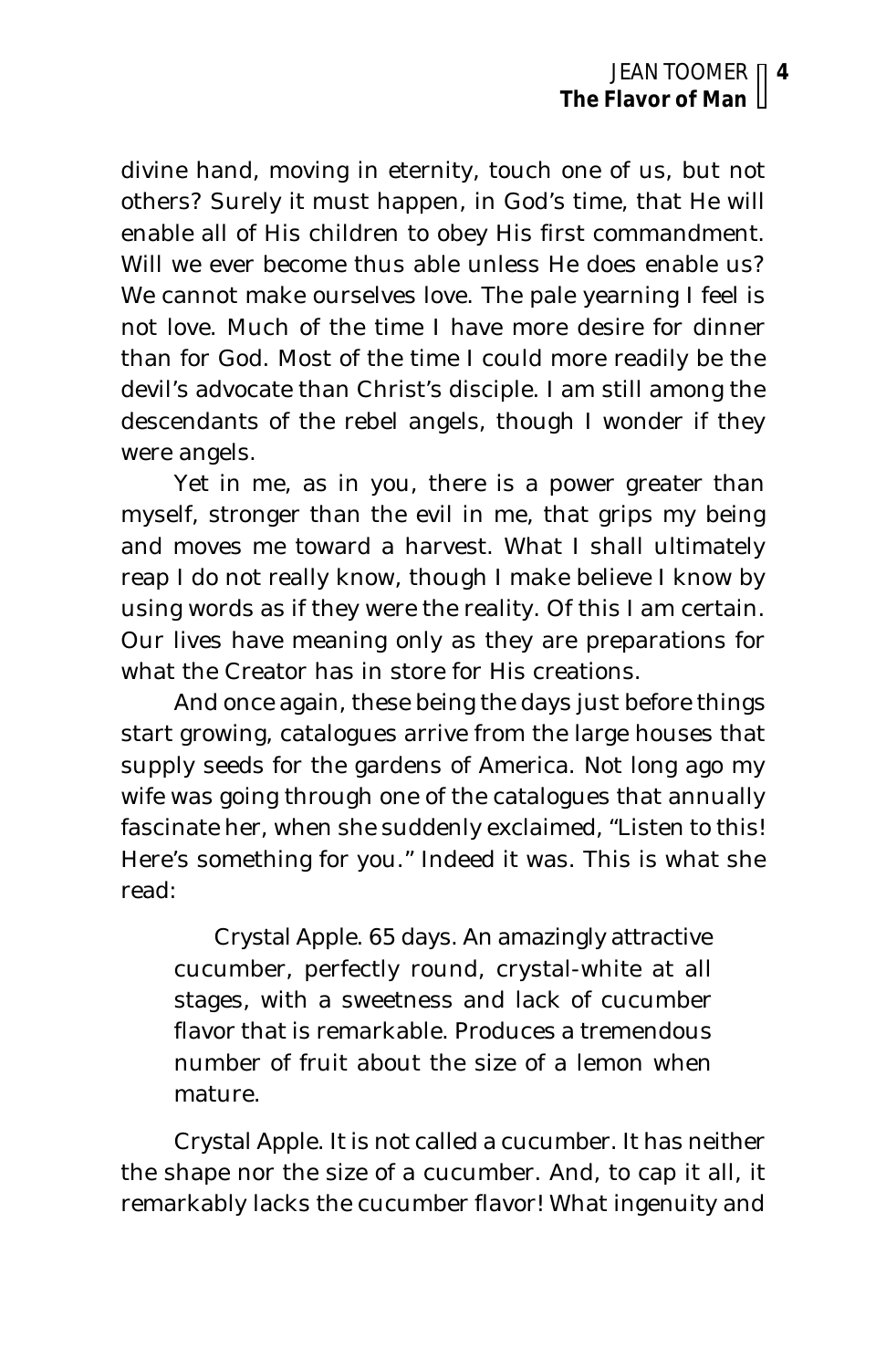divine hand, moving in eternity, touch one of us, but not others? Surely it must happen, in God's time, that He will enable all of His children to obey His first commandment. Will we ever become thus able unless He does enable us? We cannot make ourselves love. The pale yearning I feel is not love. Much of the time I have more desire for dinner than for God. Most of the time I could more readily be the devil's advocate than Christ's disciple. I am still among the descendants of the rebel angels, though I wonder if they were angels.

Yet in me, as in you, there is a power greater than myself, stronger than the evil in me, that grips my being and moves me toward a harvest. What I shall ultimately reap I do not really know, though I make believe I know by using words as if they were the reality. Of this I am certain. Our lives have meaning only as they are preparations for what the Creator has in store for His creations.

And once again, these being the days just before things start growing, catalogues arrive from the large houses that supply seeds for the gardens of America. Not long ago my wife was going through one of the catalogues that annually fascinate her, when she suddenly exclaimed, "Listen to this! Here's something for you." Indeed it was. This is what she read:

> Crystal Apple. 65 days. An amazingly attractive cucumber, perfectly round, crystal-white at all stages, with a sweetness and lack of cucumber flavor that is remarkable. Produces a tremendous number of fruit about the size of a lemon when mature.

Crystal Apple. It is not called a cucumber. It has neither the shape nor the size of a cucumber. And, to cap it all, it remarkably lacks the cucumber flavor! What ingenuity and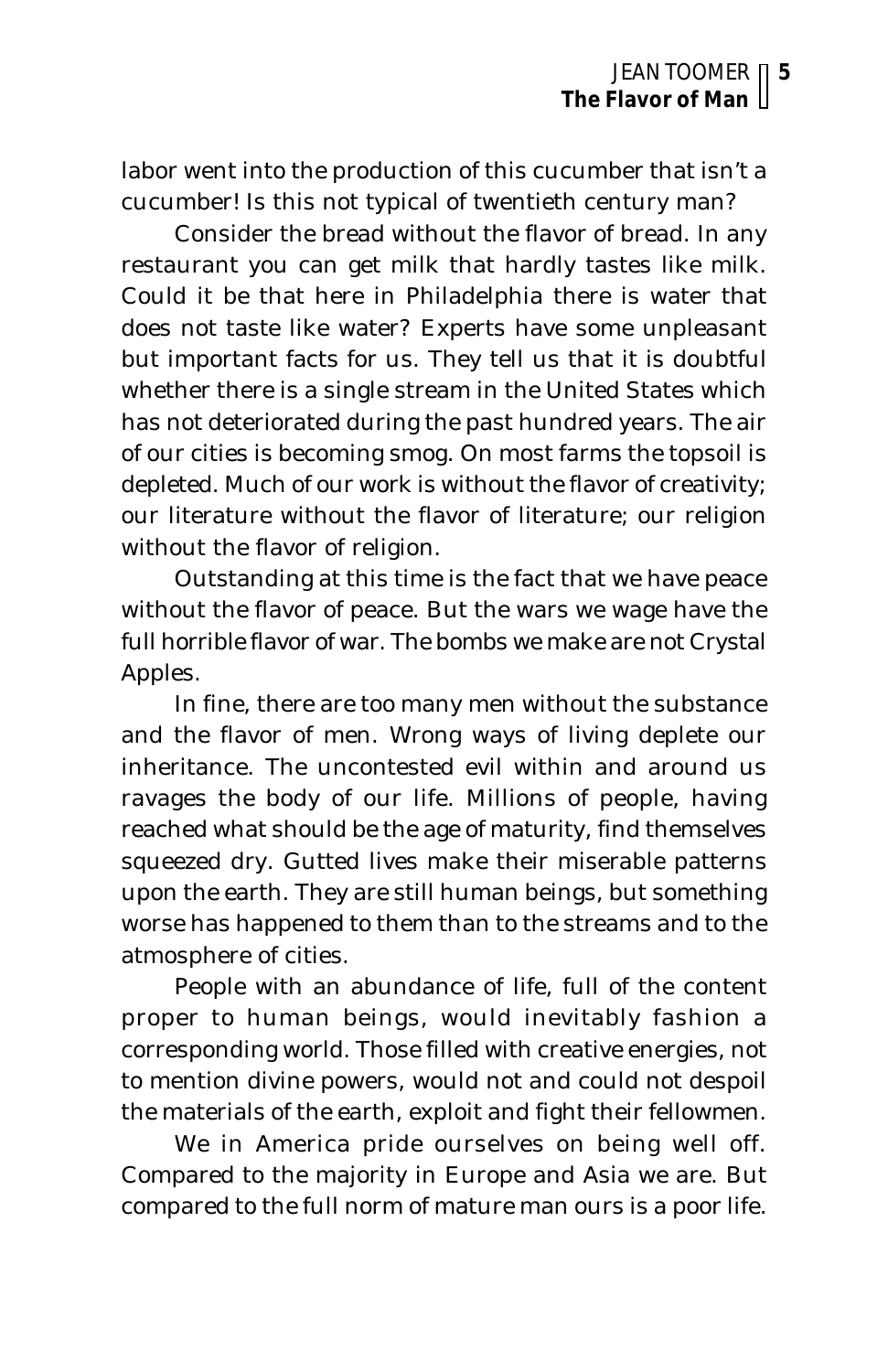labor went into the production of this cucumber that isn't a cucumber! Is this not typical of twentieth century man?

Consider the bread without the flavor of bread. In any restaurant you can get milk that hardly tastes like milk. Could it be that here in Philadelphia there is water that does not taste like water? Experts have some unpleasant but important facts for us. They tell us that it is doubtful whether there is a single stream in the United States which has not deteriorated during the past hundred years. The air of our cities is becoming smog. On most farms the topsoil is depleted. Much of our work is without the flavor of creativity; our literature without the flavor of literature; our religion without the flavor of religion.

Outstanding at this time is the fact that we have peace without the flavor of peace. But the wars we wage have the full horrible flavor of war. The bombs we make are not Crystal Apples.

In fine, there are too many men without the substance and the flavor of men. Wrong ways of living deplete our inheritance. The uncontested evil within and around us ravages the body of our life. Millions of people, having reached what should be the age of maturity, find themselves squeezed dry. Gutted lives make their miserable patterns upon the earth. They are still human beings, but something worse has happened to them than to the streams and to the atmosphere of cities.

People with an abundance of life, full of the content proper to human beings, would inevitably fashion a corresponding world. Those filled with creative energies, not to mention divine powers, would not and could not despoil the materials of the earth, exploit and fight their fellowmen.

We in America pride ourselves on being well off. Compared to the majority in Europe and Asia we are. But compared to the full norm of mature man ours is a poor life.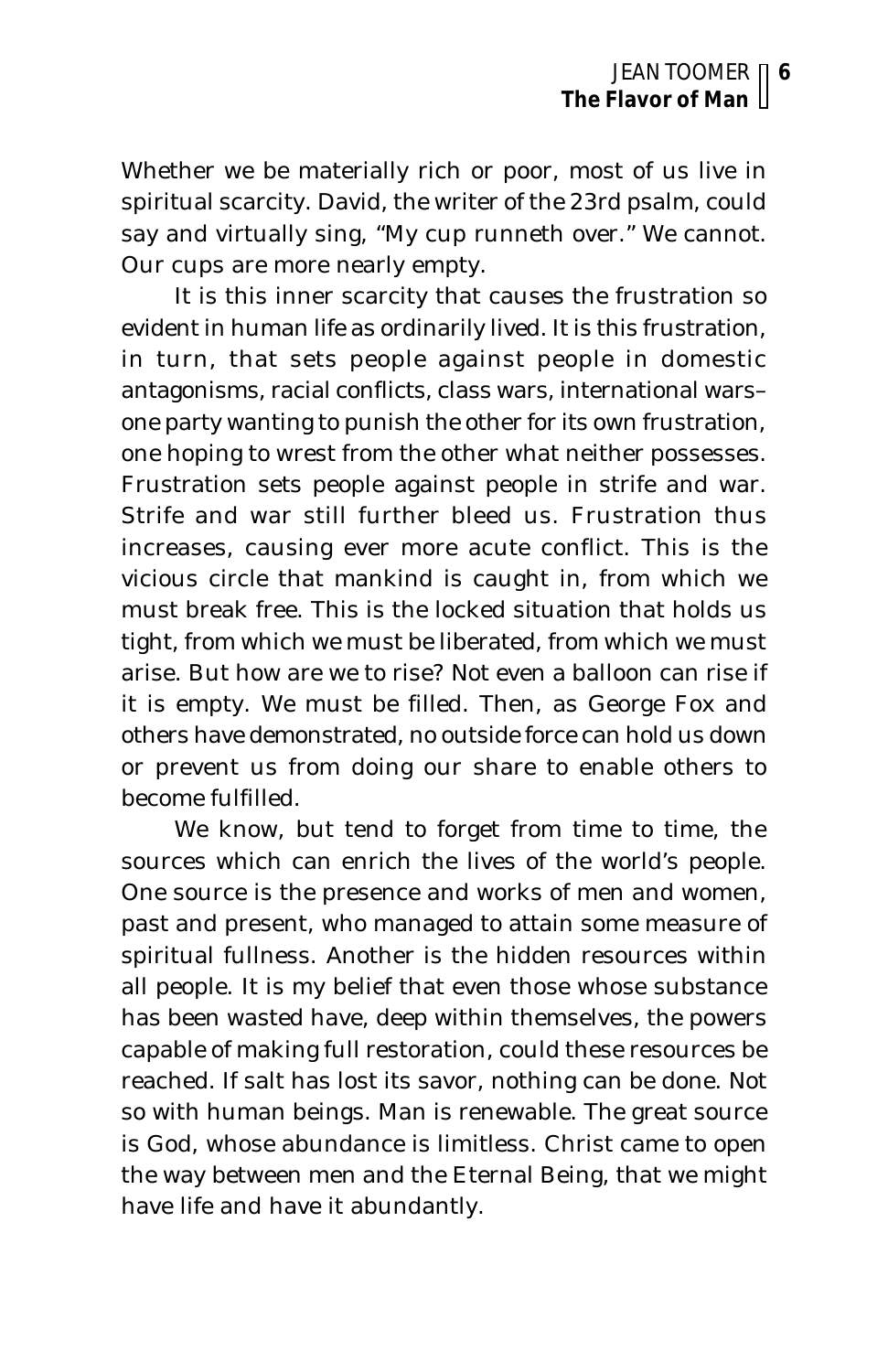Whether we be materially rich or poor, most of us live in spiritual scarcity. David, the writer of the 23rd psalm, could say and virtually sing, “My cup runneth over.” We cannot. Our cups are more nearly empty.

It is this inner scarcity that causes the frustration so evident in human life as ordinarily lived. It is this frustration, in turn, that sets people against people in domestic antagonisms, racial conflicts, class wars, international wars–one party wanting to punish the other for its own frustration, one hoping to wrest from the other what neither possesses. Frustration sets people against people in strife and war. Strife and war still further bleed us. Frustration thus increases, causing ever more acute conflict. This is the vicious circle that mankind is caught in, from which we must break free. This is the locked situation that holds us tight, from which we must be liberated, from which we must arise. But how are we to rise? Not even a balloon can rise if it is empty. We must be filled. Then, as George Fox and others have demonstrated, no outside force can hold us down or prevent us from doing our share to enable others to become fulfilled.

We know, but tend to forget from time to time, the sources which can enrich the lives of the world’s people. One source is the presence and works of men and women, past and present, who managed to attain some measure of spiritual fullness. Another is the hidden resources within all people. It is my belief that even those whose substance has been wasted have, deep within themselves, the powers capable of making full restoration, could these resources be reached. If salt has lost its savor, nothing can be done. Not so with human beings. Man is renewable. The great source is God, whose abundance is limitless. Christ came to open the way between men and the Eternal Being, that we might have life and have it abundantly.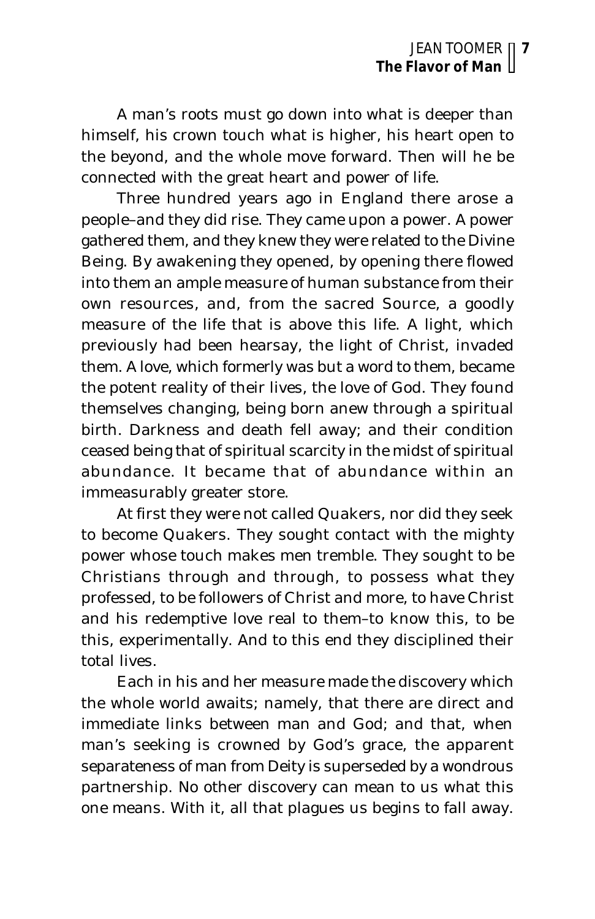A man's roots must go down into what is deeper than himself, his crown touch what is higher, his heart open to the beyond, and the whole move forward. Then will he be connected with the great heart and power of life.

Three hundred years ago in England there arose a people–and they did rise. They came upon a power. A power gathered them, and they knew they were related to the Divine Being. By awakening they opened, by opening there flowed into them an ample measure of human substance from their own resources, and, from the sacred Source, a goodly measure of the life that is above this life. A light, which previously had been hearsay, the light of Christ, invaded them. A love, which formerly was but a word to them, became the potent reality of their lives, the love of God. They found themselves changing, being born anew through a spiritual birth. Darkness and death fell away; and their condition ceased being that of spiritual scarcity in the midst of spiritual abundance. It became that of abundance within an immeasurably greater store.

At first they were not called Quakers, nor did they seek to become Quakers. They sought contact with the mighty power whose touch makes men tremble. They sought to be Christians through and through, to possess what they professed, to be followers of Christ and more, to have Christ and his redemptive love real to them–to know this, to be this, experimentally. And to this end they disciplined their total lives.

Each in his and her measure made the discovery which the whole world awaits; namely, that there are direct and immediate links between man and God; and that, when man's seeking is crowned by God's grace, the apparent separateness of man from Deity is superseded by a wondrous partnership. No other discovery can mean to us what this one means. With it, all that plagues us begins to fall away.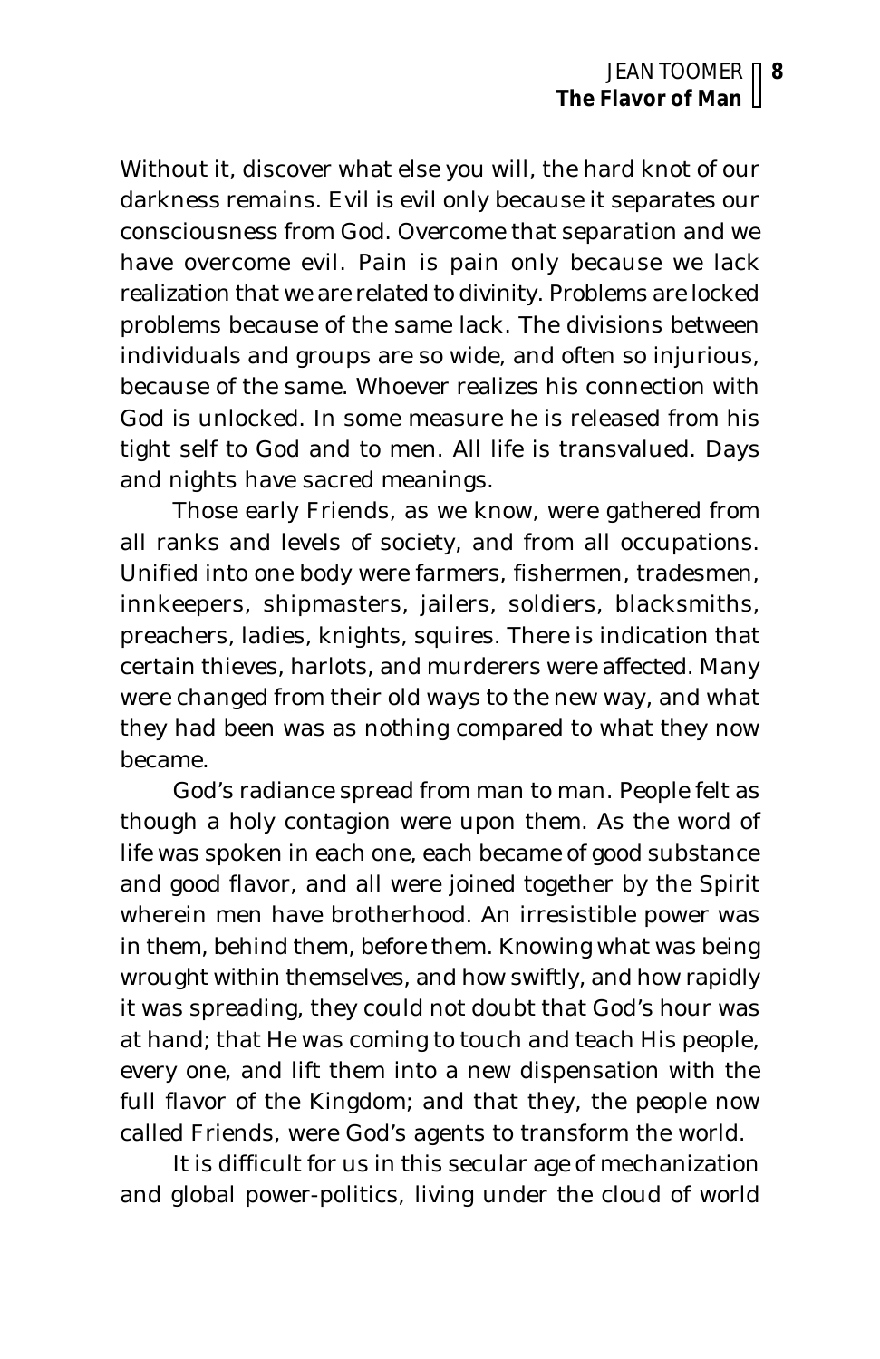Without it, discover what else you will, the hard knot of our darkness remains. Evil is evil only because it separates our consciousness from God. Overcome that separation and we have overcome evil. Pain is pain only because we lack realization that we are related to divinity. Problems are locked problems because of the same lack. The divisions between individuals and groups are so wide, and often so injurious, because of the same. Whoever realizes his connection with God is unlocked. In some measure he is released from his tight self to God and to men. All life is transvalued. Days and nights have sacred meanings.

Those early Friends, as we know, were gathered from all ranks and levels of society, and from all occupations. Unified into one body were farmers, fishermen, tradesmen, innkeepers, shipmasters, jailers, soldiers, blacksmiths, preachers, ladies, knights, squires. There is indication that certain thieves, harlots, and murderers were affected. Many were changed from their old ways to the new way, and what they had been was as nothing compared to what they now became.

God's radiance spread from man to man. People felt as though a holy contagion were upon them. As the word of life was spoken in each one, each became of good substance and good flavor, and all were joined together by the Spirit wherein men have brotherhood. An irresistible power was in them, behind them, before them. Knowing what was being wrought within themselves, and how swiftly, and how rapidly it was spreading, they could not doubt that God's hour was at hand; that He was coming to touch and teach His people, every one, and lift them into a new dispensation with the full flavor of the Kingdom; and that they, the people now called Friends, were God's agents to transform the world.

It is difficult for us in this secular age of mechanization and global power-politics, living under the cloud of world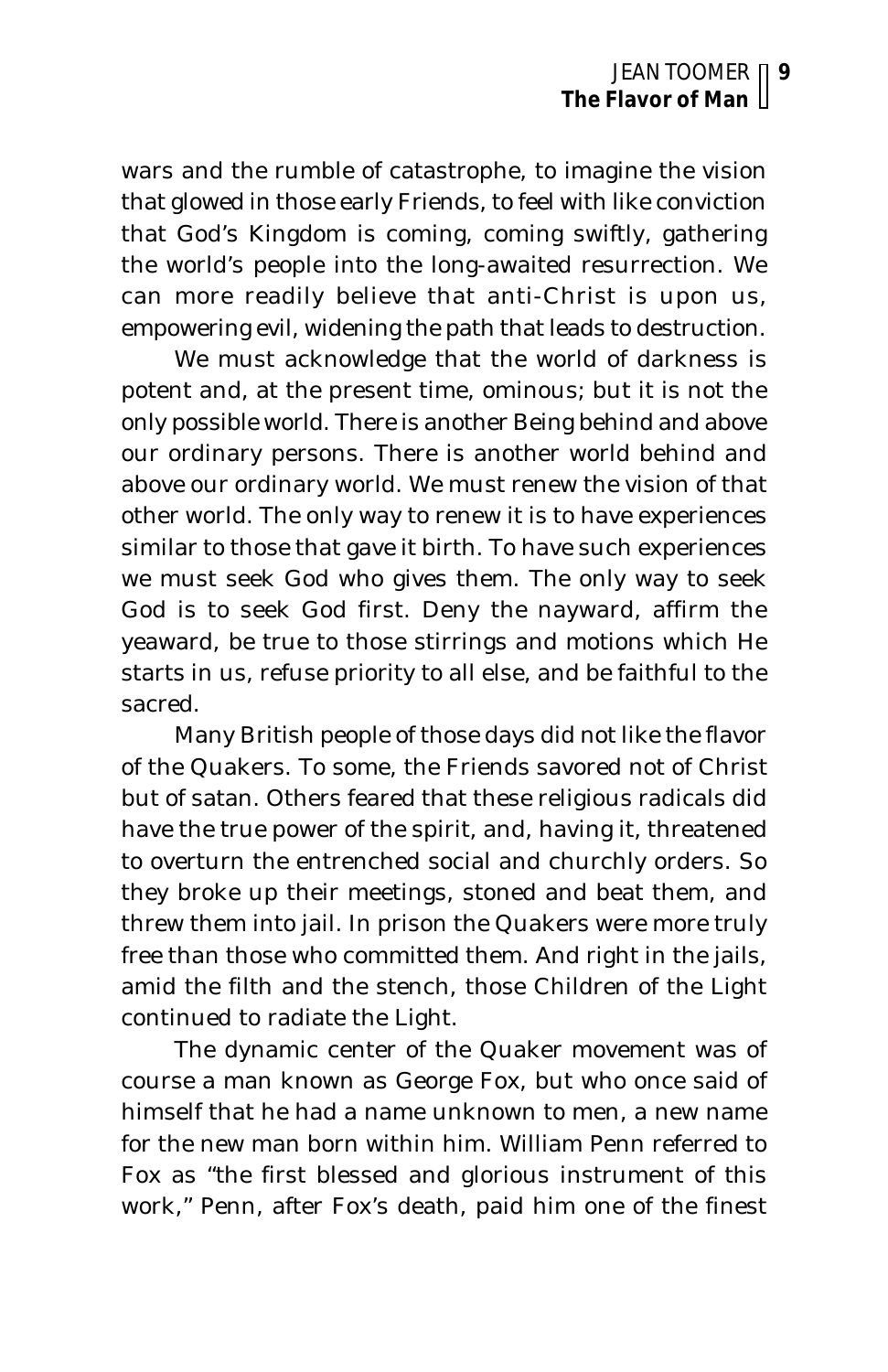wars and the rumble of catastrophe, to imagine the vision that glowed in those early Friends, to feel with like conviction that God's Kingdom is coming, coming swiftly, gathering the world's people into the long-awaited resurrection. We can more readily believe that anti-Christ is upon us, empowering evil, widening the path that leads to destruction.

We must acknowledge that the world of darkness is potent and, at the present time, ominous; but it is not the only possible world. There is another Being behind and above our ordinary persons. There is another world behind and above our ordinary world. We must renew the vision of that other world. The only way to renew it is to have experiences similar to those that gave it birth. To have such experiences we must seek God who gives them. The only way to seek God is to seek God first. Deny the nayward, affirm the yeaward, be true to those stirrings and motions which He starts in us, refuse priority to all else, and be faithful to the sacred.

Many British people of those days did not like the flavor of the Quakers. To some, the Friends savored not of Christ but of satan. Others feared that these religious radicals did have the true power of the spirit, and, having it, threatened to overturn the entrenched social and churchly orders. So they broke up their meetings, stoned and beat them, and threw them into jail. In prison the Quakers were more truly free than those who committed them. And right in the jails, amid the filth and the stench, those Children of the Light continued to radiate the Light.

The dynamic center of the Quaker movement was of course a man known as George Fox, but who once said of himself that he had a name unknown to men, a new name for the new man born within him. William Penn referred to Fox as "the first blessed and glorious instrument of this work," Penn, after Fox's death, paid him one of the finest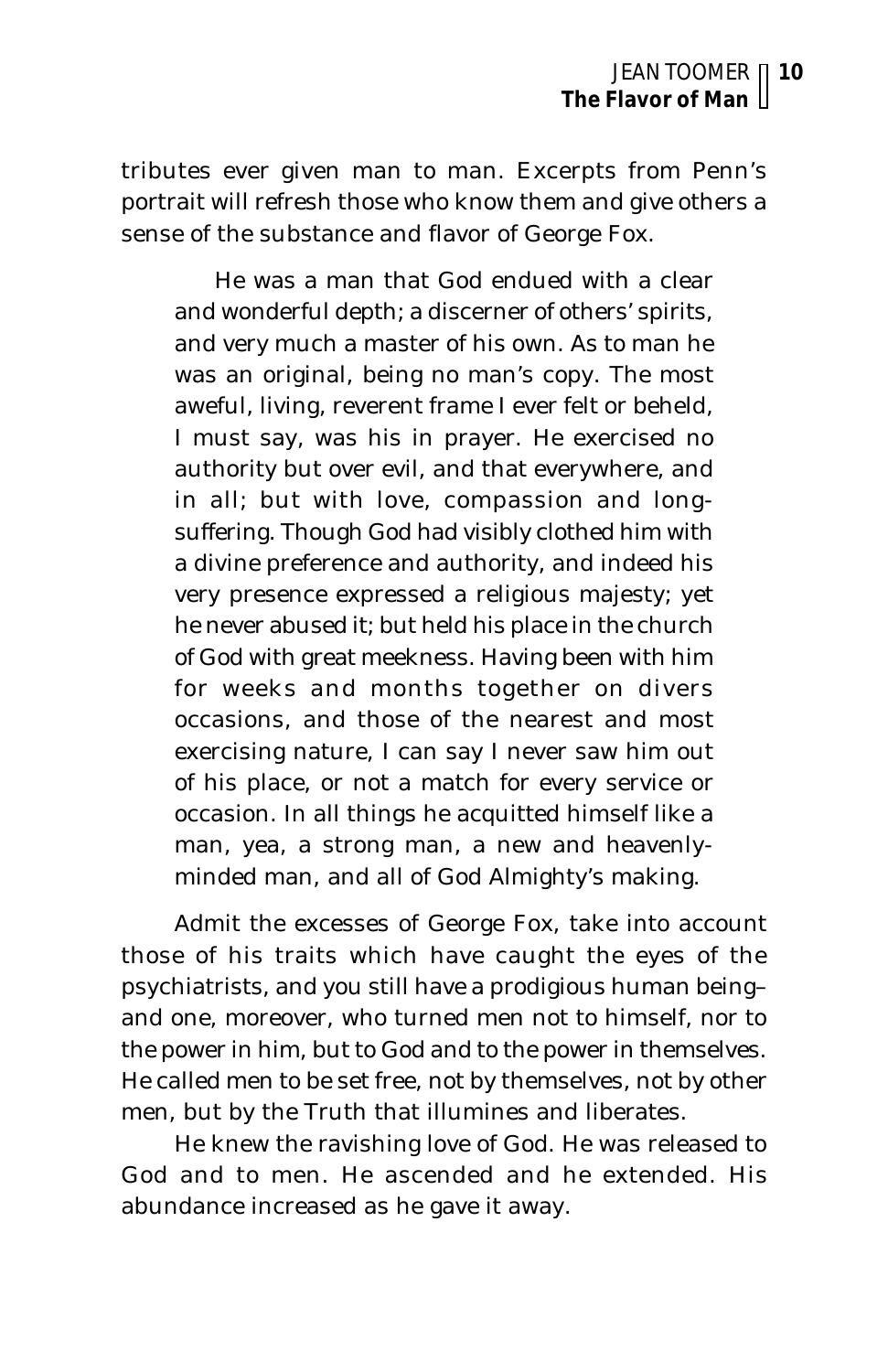tributes ever given man to man. Excerpts from Penn's portrait will refresh those who know them and give others a sense of the substance and flavor of George Fox.

> He was a man that God endued with a clear and wonderful depth; a discerner of others' spirits, and very much a master of his own. As to man he was an original, being no man's copy. The most aweful, living, reverent frame I ever felt or beheld, I must say, was his in prayer. He exercised no authority but over evil, and that everywhere, and in all; but with love, compassion and long-suffering. Though God had visibly clothed him with a divine preference and authority, and indeed his very presence expressed a religious majesty; yet he never abused it; but held his place in the church of God with great meekness. Having been with him for weeks and months together on divers occasions, and those of the nearest and most exercising nature, I can say I never saw him out of his place, or not a match for every service or occasion. In all things he acquitted himself like a man, yea, a strong man, a new and heavenly-minded man, and all of God Almighty's making.

Admit the excesses of George Fox, take into account those of his traits which have caught the eyes of the psychiatrists, and you still have a prodigious human being–and one, moreover, who turned men not to himself, nor to the power in him, but to God and to the power in themselves. He called men to be set free, not by themselves, not by other men, but by the Truth that illumines and liberates.

He knew the ravishing love of God. He was released to God and to men. He ascended and he extended. His abundance increased as he gave it away.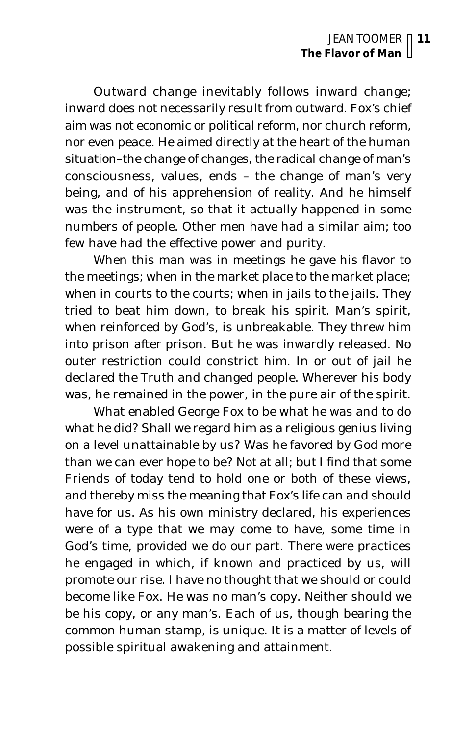Outward change inevitably follows inward change; inward does not necessarily result from outward. Fox's chief aim was not economic or political reform, nor church reform, nor even peace. He aimed directly at the heart of the human situation–the change of changes, the radical change of man's consciousness, values, ends – the change of man's very being, and of his apprehension of reality. And he himself was the instrument, so that it actually happened in some numbers of people. Other men have had a similar aim; too few have had the effective power and purity.

When this man was in meetings he gave his flavor to the meetings; when in the market place to the market place; when in courts to the courts; when in jails to the jails. They tried to beat him down, to break his spirit. Man's spirit, when reinforced by God's, is unbreakable. They threw him into prison after prison. But he was inwardly released. No outer restriction could constrict him. In or out of jail he declared the Truth and changed people. Wherever his body was, he remained in the power, in the pure air of the spirit.

What enabled George Fox to be what he was and to do what he did? Shall we regard him as a religious genius living on a level unattainable by us? Was he favored by God more than we can ever hope to be? Not at all; but I find that some Friends of today tend to hold one or both of these views, and thereby miss the meaning that Fox's life can and should have for us. As his own ministry declared, his experiences were of a type that we may come to have, some time in God's time, provided we do our part. There were practices he engaged in which, if known and practiced by us, will promote our rise. I have no thought that we should or could become like Fox. He was no man's copy. Neither should we be his copy, or any man's. Each of us, though bearing the common human stamp, is unique. It is a matter of levels of possible spiritual awakening and attainment.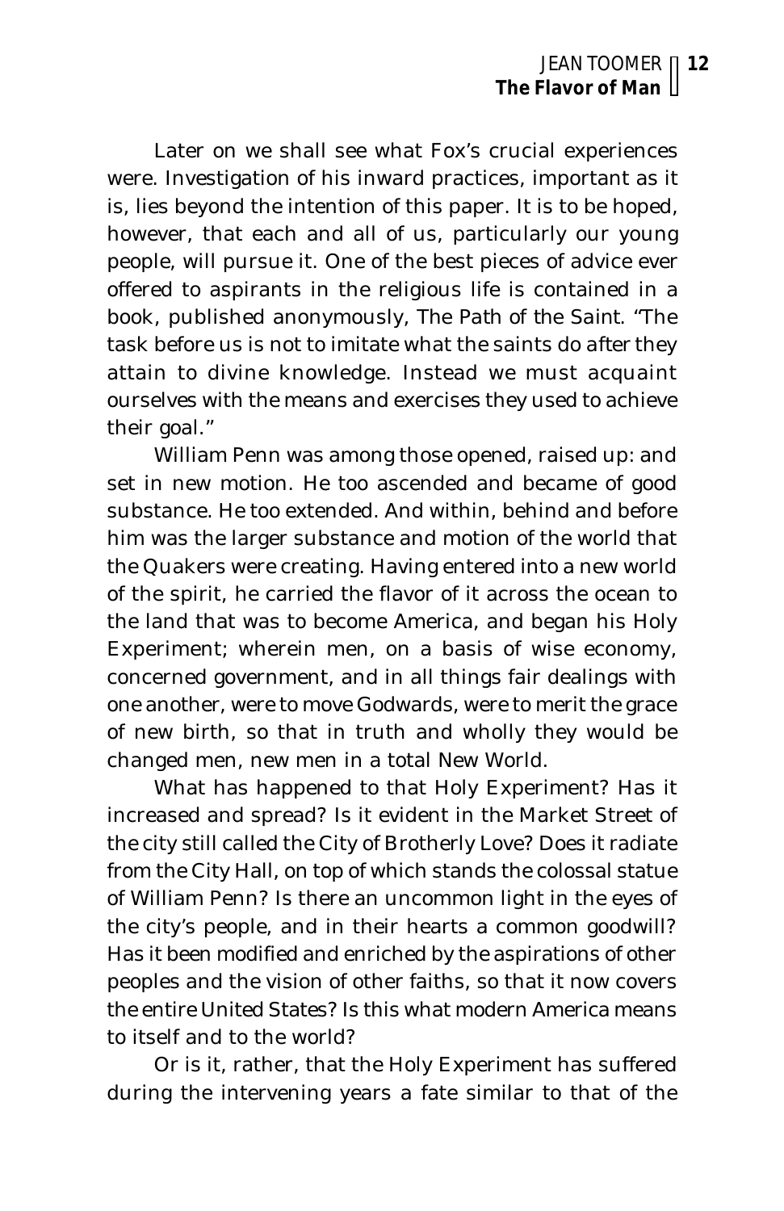Later on we shall see what Fox's crucial experiences were. Investigation of his inward practices, important as it is, lies beyond the intention of this paper. It is to be hoped, however, that each and all of us, particularly our young people, will pursue it. One of the best pieces of advice ever offered to aspirants in the religious life is contained in a book, published anonymously, The Path of the Saint. "The task before us is not to imitate what the saints do after they attain to divine knowledge. Instead we must acquaint ourselves with the means and exercises they used to achieve their goal."

William Penn was among those opened, raised up: and set in new motion. He too ascended and became of good substance. He too extended. And within, behind and before him was the larger substance and motion of the world that the Quakers were creating. Having entered into a new world of the spirit, he carried the flavor of it across the ocean to the land that was to become America, and began his Holy Experiment; wherein men, on a basis of wise economy, concerned government, and in all things fair dealings with one another, were to move Godwards, were to merit the grace of new birth, so that in truth and wholly they would be changed men, new men in a total New World.

What has happened to that Holy Experiment? Has it increased and spread? Is it evident in the Market Street of the city still called the City of Brotherly Love? Does it radiate from the City Hall, on top of which stands the colossal statue of William Penn? Is there an uncommon light in the eyes of the city's people, and in their hearts a common goodwill? Has it been modified and enriched by the aspirations of other peoples and the vision of other faiths, so that it now covers the entire United States? Is this what modern America means to itself and to the world?

Or is it, rather, that the Holy Experiment has suffered during the intervening years a fate similar to that of the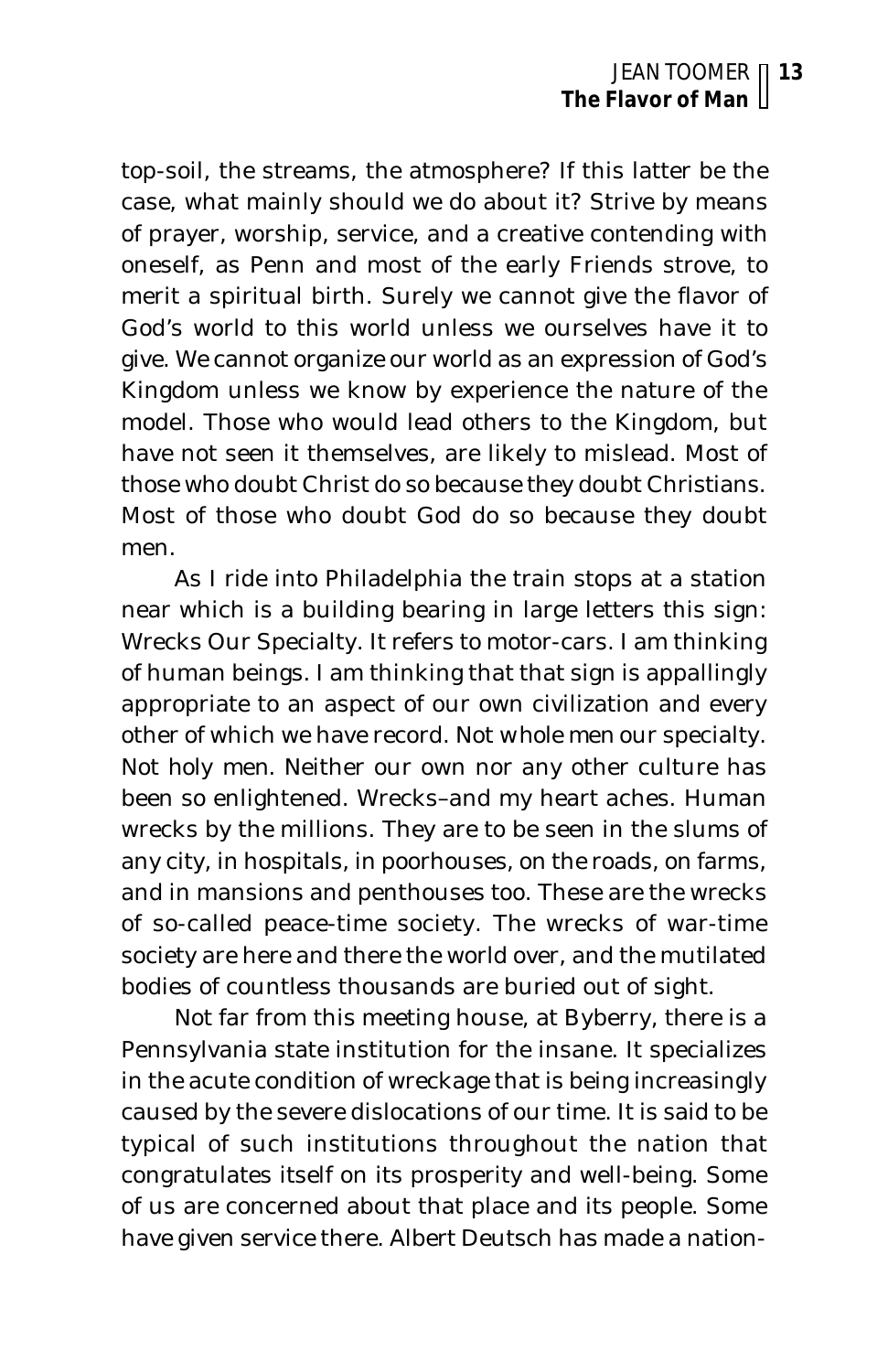top-soil, the streams, the atmosphere? If this latter be the case, what mainly should we do about it? Strive by means of prayer, worship, service, and a creative contending with oneself, as Penn and most of the early Friends strove, to merit a spiritual birth. Surely we cannot give the flavor of God's world to this world unless we ourselves have it to give. We cannot organize our world as an expression of God's Kingdom unless we know by experience the nature of the model. Those who would lead others to the Kingdom, but have not seen it themselves, are likely to mislead. Most of those who doubt Christ do so because they doubt Christians. Most of those who doubt God do so because they doubt men.

As I ride into Philadelphia the train stops at a station near which is a building bearing in large letters this sign: Wrecks Our Specialty. It refers to motor-cars. I am thinking of human beings. I am thinking that that sign is appallingly appropriate to an aspect of our own civilization and every other of which we have record. Not whole men our specialty. Not holy men. Neither our own nor any other culture has been so enlightened. Wrecks–and my heart aches. Human wrecks by the millions. They are to be seen in the slums of any city, in hospitals, in poorhouses, on the roads, on farms, and in mansions and penthouses too. These are the wrecks of so-called peace-time society. The wrecks of war-time society are here and there the world over, and the mutilated bodies of countless thousands are buried out of sight.

Not far from this meeting house, at Byberry, there is a Pennsylvania state institution for the insane. It specializes in the acute condition of wreckage that is being increasingly caused by the severe dislocations of our time. It is said to be typical of such institutions throughout the nation that congratulates itself on its prosperity and well-being. Some of us are concerned about that place and its people. Some have given service there. Albert Deutsch has made a nation-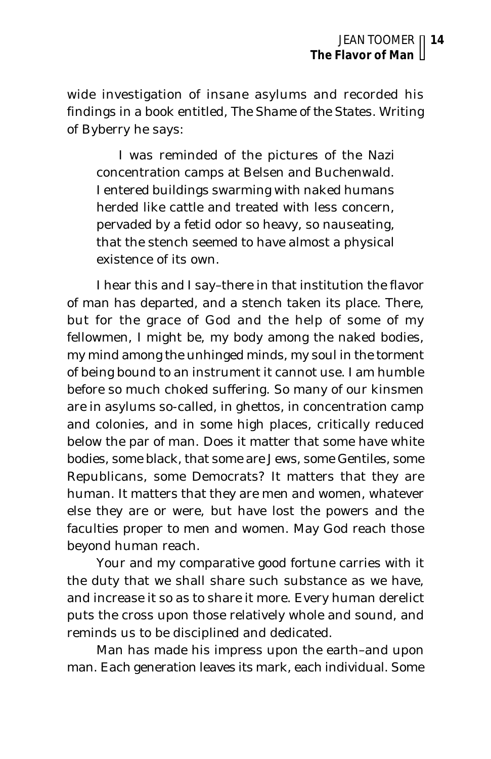wide investigation of insane asylums and recorded his findings in a book entitled, The Shame of the States. Writing of Byberry he says:

> I was reminded of the pictures of the Nazi concentration camps at Belsen and Buchenwald. I entered buildings swarming with naked humans herded like cattle and treated with less concern, pervaded by a fetid odor so heavy, so nauseating, that the stench seemed to have almost a physical existence of its own.

I hear this and I say–there in that institution the flavor of man has departed, and a stench taken its place. There, but for the grace of God and the help of some of my fellowmen, I might be, my body among the naked bodies, my mind among the unhinged minds, my soul in the torment of being bound to an instrument it cannot use. I am humble before so much choked suffering. So many of our kinsmen are in asylums so-called, in ghettos, in concentration camp and colonies, and in some high places, critically reduced below the par of man. Does it matter that some have white bodies, some black, that some are Jews, some Gentiles, some Republicans, some Democrats? It matters that they are human. It matters that they are men and women, whatever else they are or were, but have lost the powers and the faculties proper to men and women. May God reach those beyond human reach.

Your and my comparative good fortune carries with it the duty that we shall share such substance as we have, and increase it so as to share it more. Every human derelict puts the cross upon those relatively whole and sound, and reminds us to be disciplined and dedicated.

Man has made his impress upon the earth–and upon man. Each generation leaves its mark, each individual. Some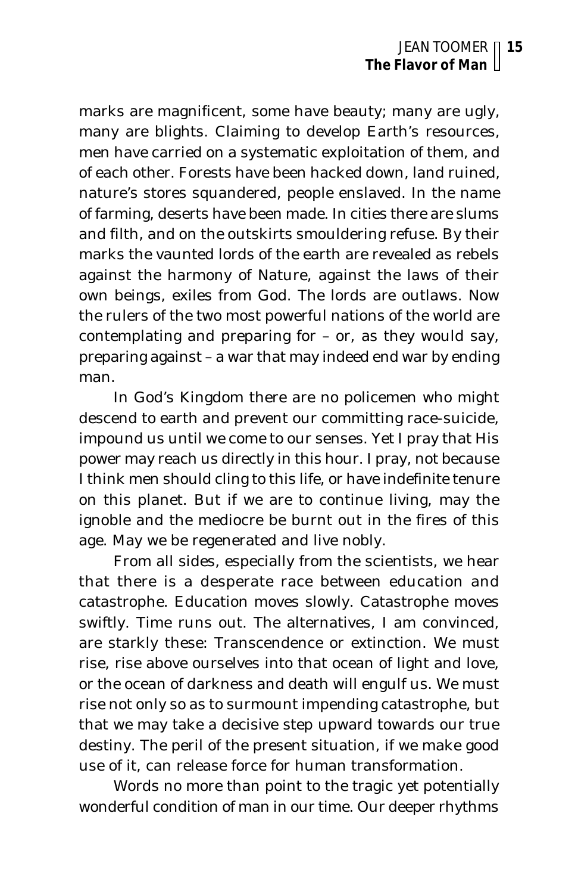marks are magnificent, some have beauty; many are ugly, many are blights. Claiming to develop Earth's resources, men have carried on a systematic exploitation of them, and of each other. Forests have been hacked down, land ruined, nature's stores squandered, people enslaved. In the name of farming, deserts have been made. In cities there are slums and filth, and on the outskirts smouldering refuse. By their marks the vaunted lords of the earth are revealed as rebels against the harmony of Nature, against the laws of their own beings, exiles from God. The lords are outlaws. Now the rulers of the two most powerful nations of the world are contemplating and preparing for – or, as they would say, preparing against – a war that may indeed end war by ending man.

In God's Kingdom there are no policemen who might descend to earth and prevent our committing race-suicide, impound us until we come to our senses. Yet I pray that His power may reach us directly in this hour. I pray, not because I think men should cling to this life, or have indefinite tenure on this planet. But if we are to continue living, may the ignoble and the mediocre be burnt out in the fires of this age. May we be regenerated and live nobly.

From all sides, especially from the scientists, we hear that there is a desperate race between education and catastrophe. Education moves slowly. Catastrophe moves swiftly. Time runs out. The alternatives, I am convinced, are starkly these: Transcendence or extinction. We must rise, rise above ourselves into that ocean of light and love, or the ocean of darkness and death will engulf us. We must rise not only so as to surmount impending catastrophe, but that we may take a decisive step upward towards our true destiny. The peril of the present situation, if we make good use of it, can release force for human transformation.

Words no more than point to the tragic yet potentially wonderful condition of man in our time. Our deeper rhythms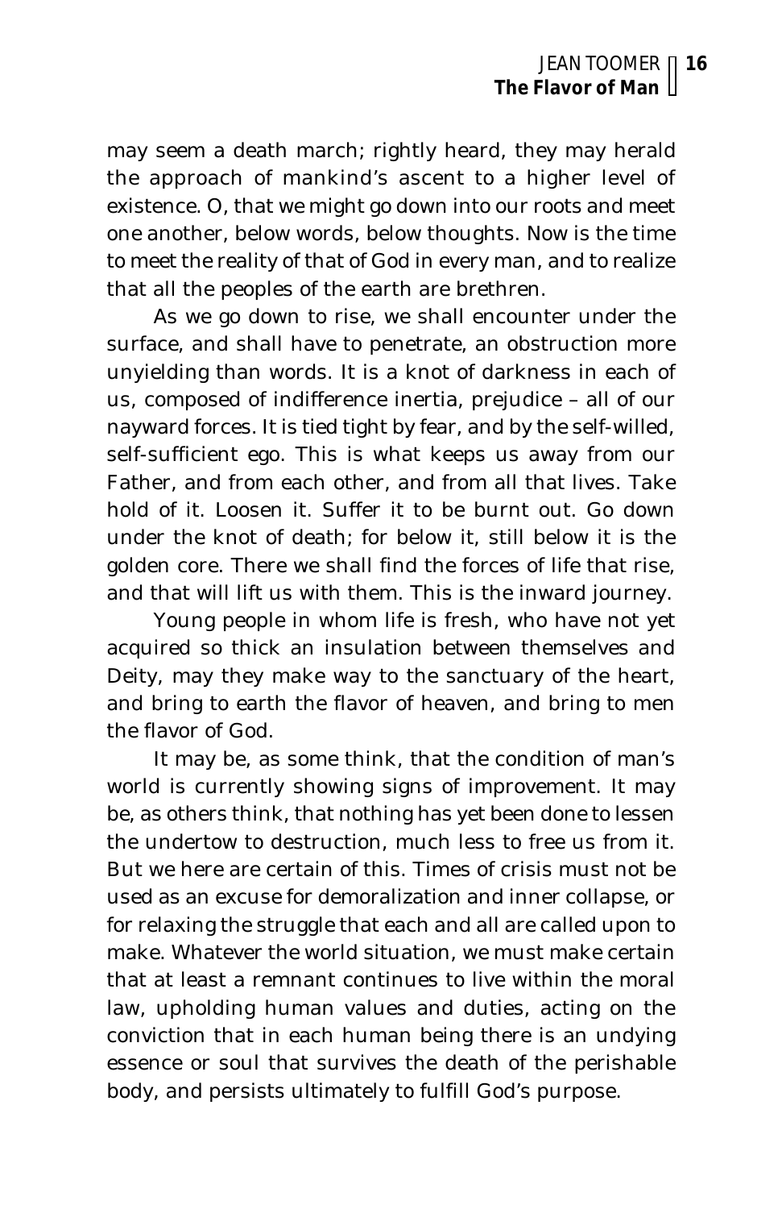may seem a death march; rightly heard, they may herald the approach of mankind's ascent to a higher level of existence. O, that we might go down into our roots and meet one another, below words, below thoughts. Now is the time to meet the reality of that of God in every man, and to realize that all the peoples of the earth are brethren.

As we go down to rise, we shall encounter under the surface, and shall have to penetrate, an obstruction more unyielding than words. It is a knot of darkness in each of us, composed of indifference inertia, prejudice – all of our nayward forces. It is tied tight by fear, and by the self-willed, self-sufficient ego. This is what keeps us away from our Father, and from each other, and from all that lives. Take hold of it. Loosen it. Suffer it to be burnt out. Go down under the knot of death; for below it, still below it is the golden core. There we shall find the forces of life that rise, and that will lift us with them. This is the inward journey.

Young people in whom life is fresh, who have not yet acquired so thick an insulation between themselves and Deity, may they make way to the sanctuary of the heart, and bring to earth the flavor of heaven, and bring to men the flavor of God.

It may be, as some think, that the condition of man's world is currently showing signs of improvement. It may be, as others think, that nothing has yet been done to lessen the undertow to destruction, much less to free us from it. But we here are certain of this. Times of crisis must not be used as an excuse for demoralization and inner collapse, or for relaxing the struggle that each and all are called upon to make. Whatever the world situation, we must make certain that at least a remnant continues to live within the moral law, upholding human values and duties, acting on the conviction that in each human being there is an undying essence or soul that survives the death of the perishable body, and persists ultimately to fulfill God's purpose.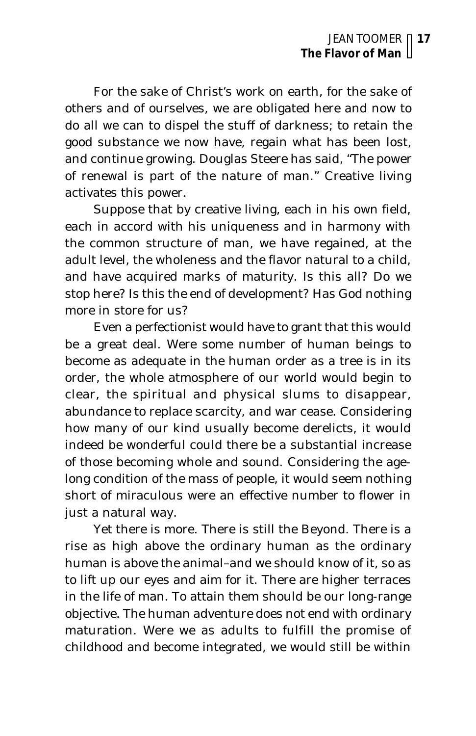For the sake of Christ's work on earth, for the sake of others and of ourselves, we are obligated here and now to do all we can to dispel the stuff of darkness; to retain the good substance we now have, regain what has been lost, and continue growing. Douglas Steere has said, "The power of renewal is part of the nature of man." Creative living activates this power.

Suppose that by creative living, each in his own field, each in accord with his uniqueness and in harmony with the common structure of man, we have regained, at the adult level, the wholeness and the flavor natural to a child, and have acquired marks of maturity. Is this all? Do we stop here? Is this the end of development? Has God nothing more in store for us?

Even a perfectionist would have to grant that this would be a great deal. Were some number of human beings to become as adequate in the human order as a tree is in its order, the whole atmosphere of our world would begin to clear, the spiritual and physical slums to disappear, abundance to replace scarcity, and war cease. Considering how many of our kind usually become derelicts, it would indeed be wonderful could there be a substantial increase of those becoming whole and sound. Considering the age-long condition of the mass of people, it would seem nothing short of miraculous were an effective number to flower in just a natural way.

Yet there is more. There is still the Beyond. There is a rise as high above the ordinary human as the ordinary human is above the animal–and we should know of it, so as to lift up our eyes and aim for it. There are higher terraces in the life of man. To attain them should be our long-range objective. The human adventure does not end with ordinary maturation. Were we as adults to fulfill the promise of childhood and become integrated, we would still be within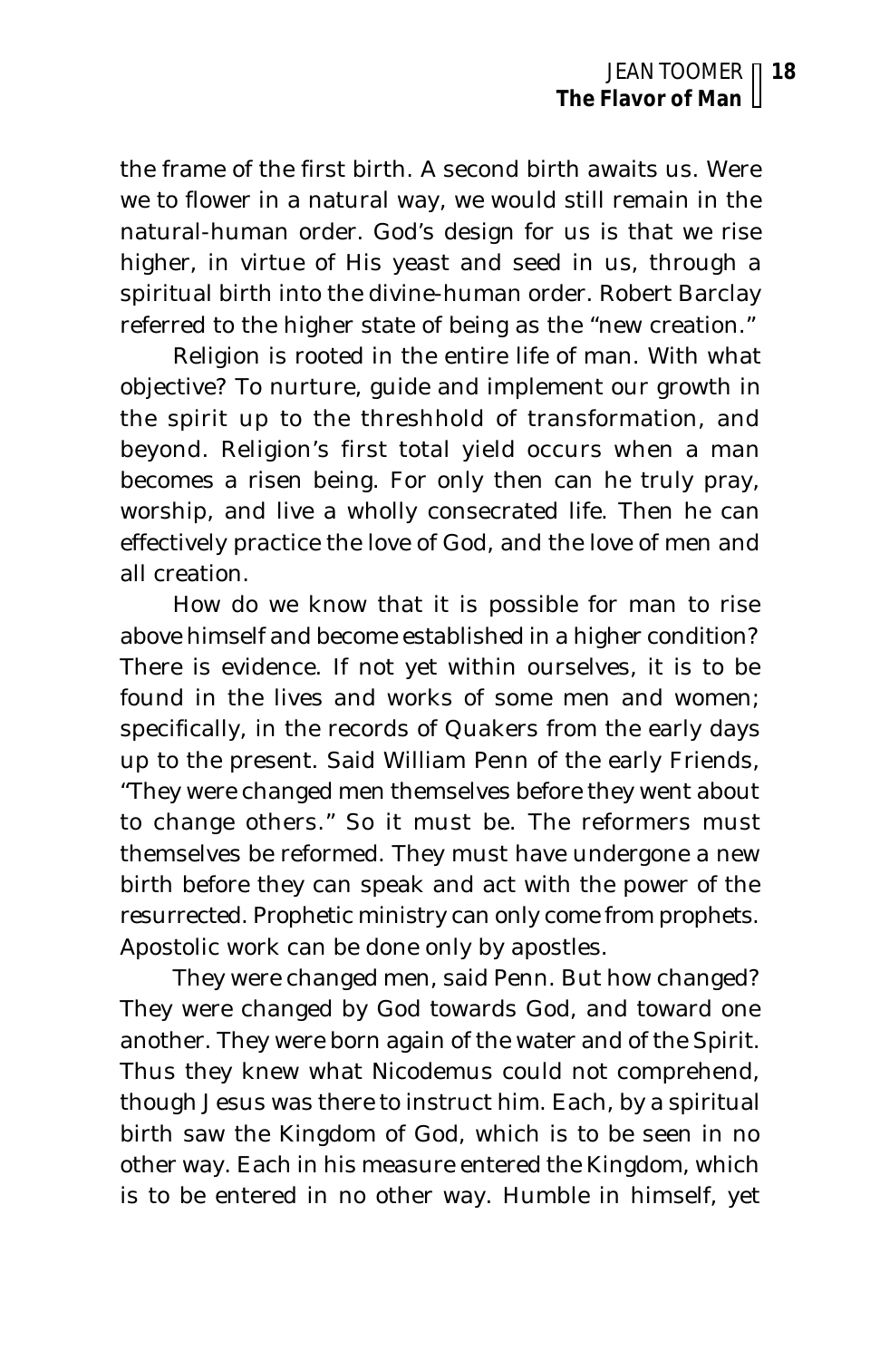the frame of the first birth. A second birth awaits us. Were we to flower in a natural way, we would still remain in the natural-human order. God's design for us is that we rise higher, in virtue of His yeast and seed in us, through a spiritual birth into the divine-human order. Robert Barclay referred to the higher state of being as the "new creation."

Religion is rooted in the entire life of man. With what objective? To nurture, guide and implement our growth in the spirit up to the threshhold of transformation, and beyond. Religion's first total yield occurs when a man becomes a risen being. For only then can he truly pray, worship, and live a wholly consecrated life. Then he can effectively practice the love of God, and the love of men and all creation.

How do we know that it is possible for man to rise above himself and become established in a higher condition? There is evidence. If not yet within ourselves, it is to be found in the lives and works of some men and women; specifically, in the records of Quakers from the early days up to the present. Said William Penn of the early Friends, "They were changed men themselves before they went about to change others." So it must be. The reformers must themselves be reformed. They must have undergone a new birth before they can speak and act with the power of the resurrected. Prophetic ministry can only come from prophets. Apostolic work can be done only by apostles.

They were changed men, said Penn. But how changed? They were changed by God towards God, and toward one another. They were born again of the water and of the Spirit. Thus they knew what Nicodemus could not comprehend, though Jesus was there to instruct him. Each, by a spiritual birth saw the Kingdom of God, which is to be seen in no other way. Each in his measure entered the Kingdom, which is to be entered in no other way. Humble in himself, yet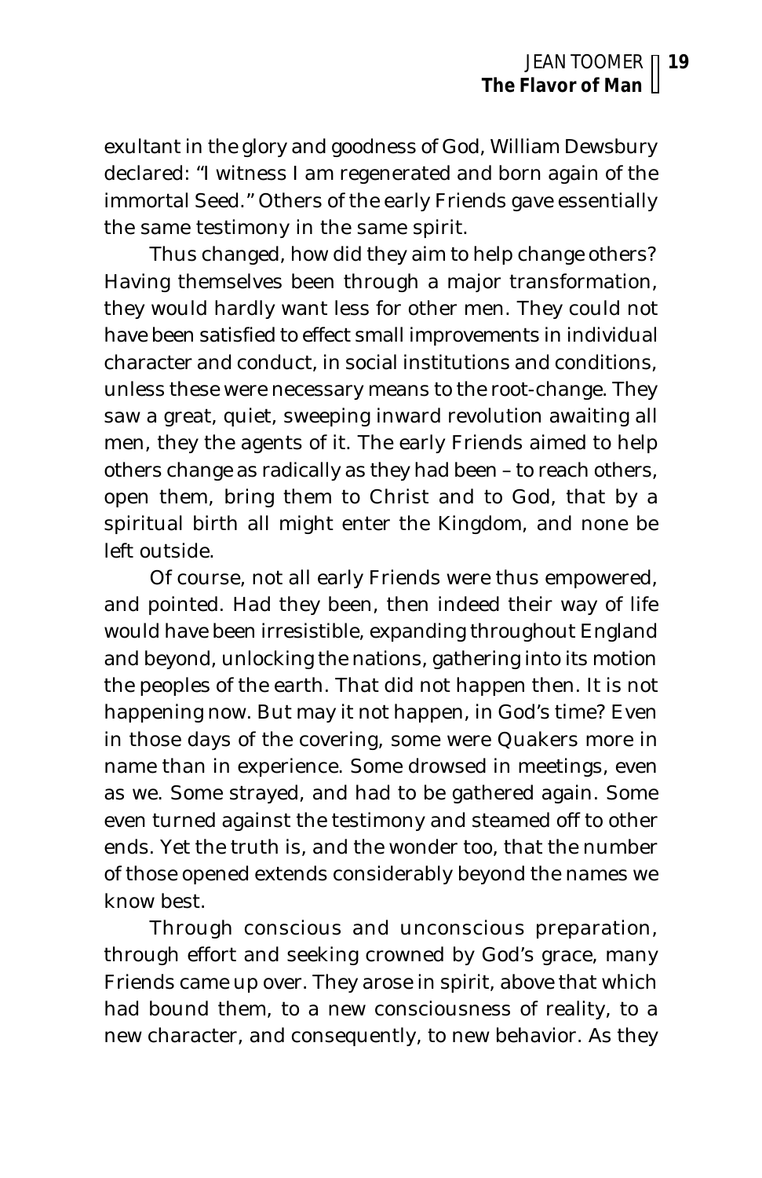exultant in the glory and goodness of God, William Dewsbury declared: "I witness I am regenerated and born again of the immortal Seed." Others of the early Friends gave essentially the same testimony in the same spirit.

Thus changed, how did they aim to help change others? Having themselves been through a major transformation, they would hardly want less for other men. They could not have been satisfied to effect small improvements in individual character and conduct, in social institutions and conditions, unless these were necessary means to the root-change. They saw a great, quiet, sweeping inward revolution awaiting all men, they the agents of it. The early Friends aimed to help others change as radically as they had been – to reach others, open them, bring them to Christ and to God, that by a spiritual birth all might enter the Kingdom, and none be left outside.

Of course, not all early Friends were thus empowered, and pointed. Had they been, then indeed their way of life would have been irresistible, expanding throughout England and beyond, unlocking the nations, gathering into its motion the peoples of the earth. That did not happen then. It is not happening now. But may it not happen, in God's time? Even in those days of the covering, some were Quakers more in name than in experience. Some drowsed in meetings, even as we. Some strayed, and had to be gathered again. Some even turned against the testimony and steamed off to other ends. Yet the truth is, and the wonder too, that the number of those opened extends considerably beyond the names we know best.

Through conscious and unconscious preparation, through effort and seeking crowned by God's grace, many Friends came up over. They arose in spirit, above that which had bound them, to a new consciousness of reality, to a new character, and consequently, to new behavior. As they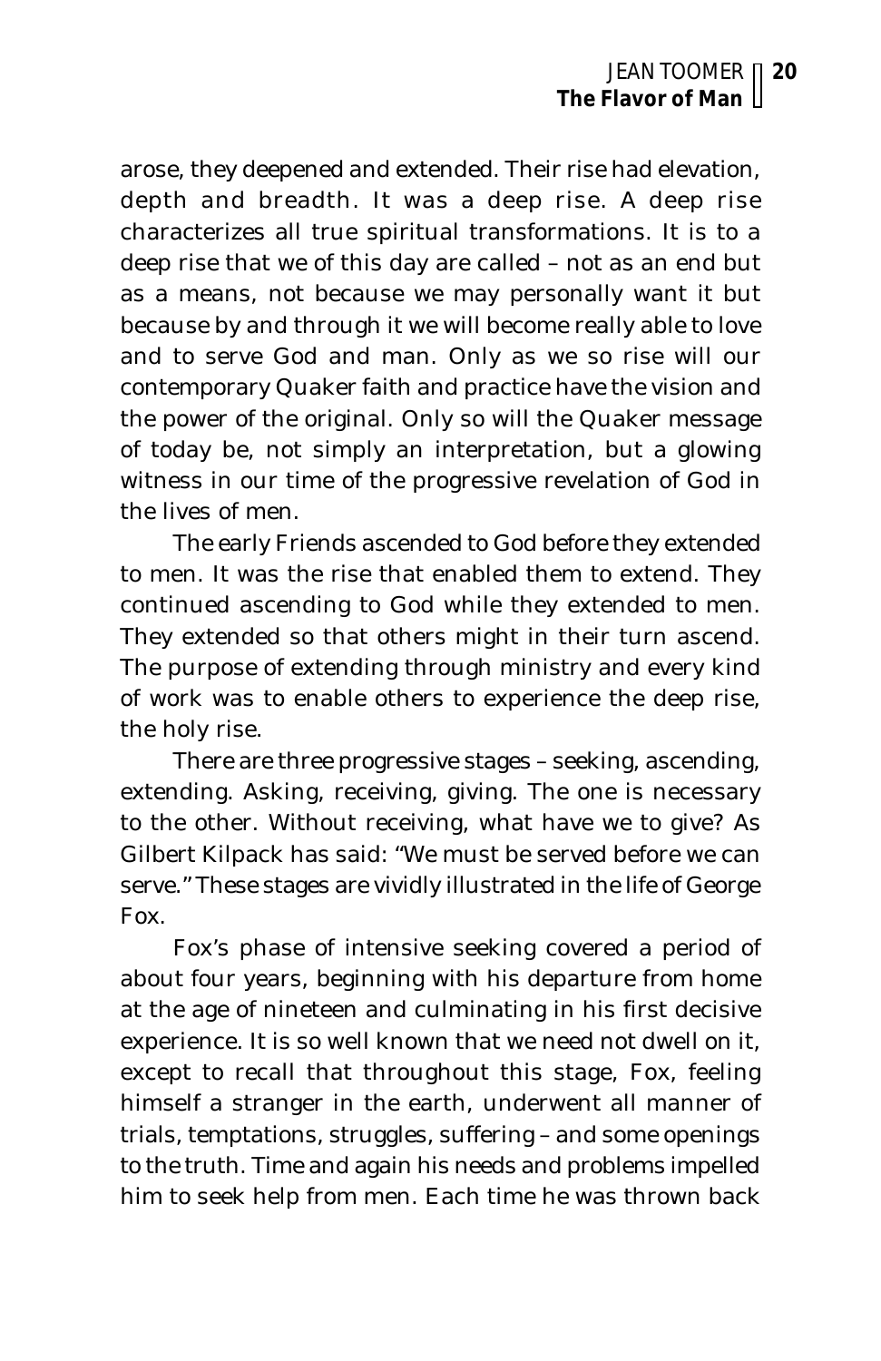arose, they deepened and extended. Their rise had elevation, depth and breadth. It was a deep rise. A deep rise characterizes all true spiritual transformations. It is to a deep rise that we of this day are called – not as an end but as a means, not because we may personally want it but because by and through it we will become really able to love and to serve God and man. Only as we so rise will our contemporary Quaker faith and practice have the vision and the power of the original. Only so will the Quaker message of today be, not simply an interpretation, but a glowing witness in our time of the progressive revelation of God in the lives of men.

The early Friends ascended to God before they extended to men. It was the rise that enabled them to extend. They continued ascending to God while they extended to men. They extended so that others might in their turn ascend. The purpose of extending through ministry and every kind of work was to enable others to experience the deep rise, the holy rise.

There are three progressive stages – seeking, ascending, extending. Asking, receiving, giving. The one is necessary to the other. Without receiving, what have we to give? As Gilbert Kilpack has said: "We must be served before we can serve." These stages are vividly illustrated in the life of George Fox.

Fox's phase of intensive seeking covered a period of about four years, beginning with his departure from home at the age of nineteen and culminating in his first decisive experience. It is so well known that we need not dwell on it, except to recall that throughout this stage, Fox, feeling himself a stranger in the earth, underwent all manner of trials, temptations, struggles, suffering – and some openings to the truth. Time and again his needs and problems impelled him to seek help from men. Each time he was thrown back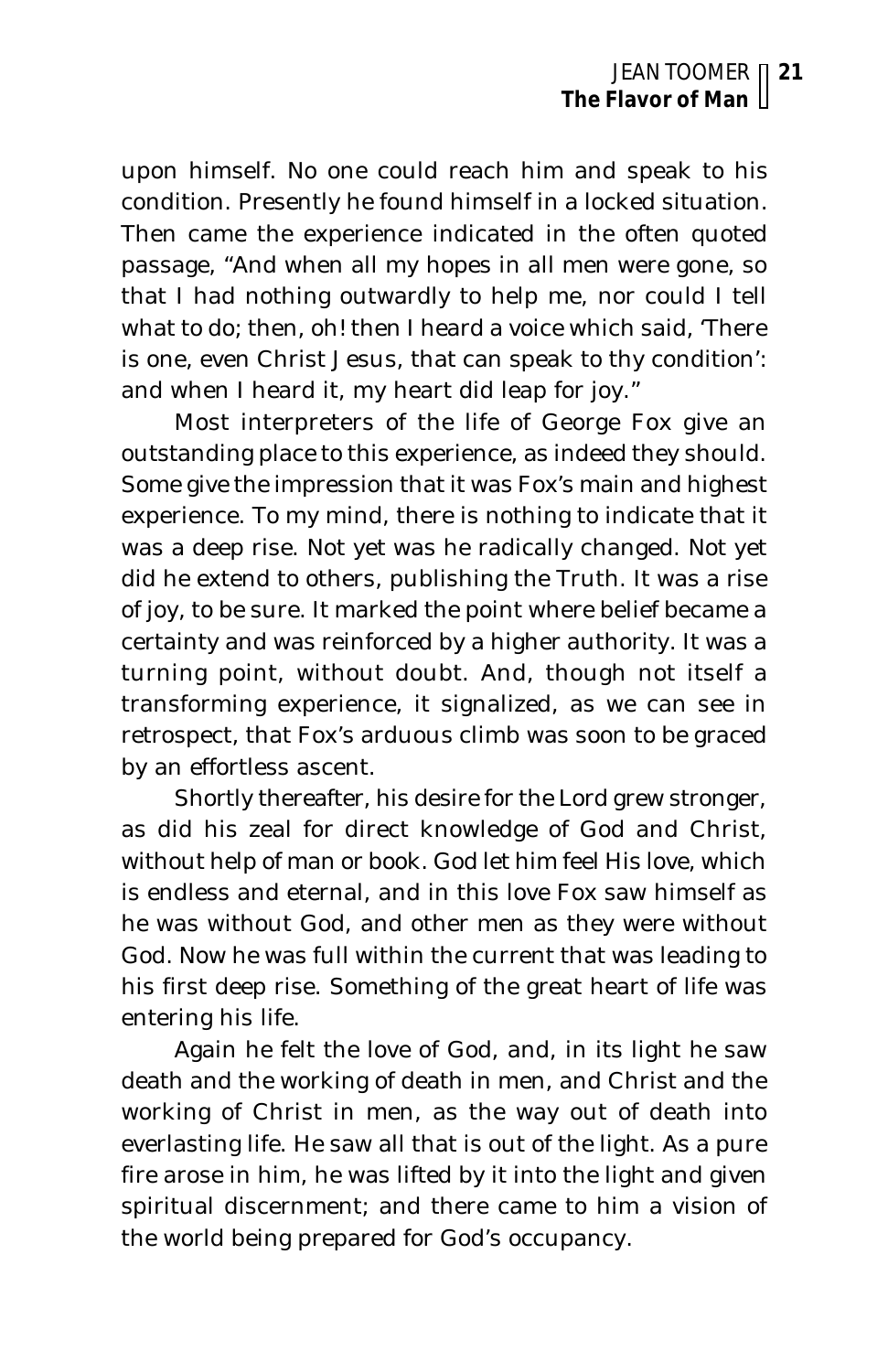upon himself. No one could reach him and speak to his condition. Presently he found himself in a locked situation. Then came the experience indicated in the often quoted passage, "And when all my hopes in all men were gone, so that I had nothing outwardly to help me, nor could I tell what to do; then, oh! then I heard a voice which said, 'There is one, even Christ Jesus, that can speak to thy condition': and when I heard it, my heart did leap for joy."

Most interpreters of the life of George Fox give an outstanding place to this experience, as indeed they should. Some give the impression that it was Fox's main and highest experience. To my mind, there is nothing to indicate that it was a deep rise. Not yet was he radically changed. Not yet did he extend to others, publishing the Truth. It was a rise of joy, to be sure. It marked the point where belief became a certainty and was reinforced by a higher authority. It was a turning point, without doubt. And, though not itself a transforming experience, it signalized, as we can see in retrospect, that Fox's arduous climb was soon to be graced by an effortless ascent.

Shortly thereafter, his desire for the Lord grew stronger, as did his zeal for direct knowledge of God and Christ, without help of man or book. God let him feel His love, which is endless and eternal, and in this love Fox saw himself as he was without God, and other men as they were without God. Now he was full within the current that was leading to his first deep rise. Something of the great heart of life was entering his life.

Again he felt the love of God, and, in its light he saw death and the working of death in men, and Christ and the working of Christ in men, as the way out of death into everlasting life. He saw all that is out of the light. As a pure fire arose in him, he was lifted by it into the light and given spiritual discernment; and there came to him a vision of the world being prepared for God's occupancy.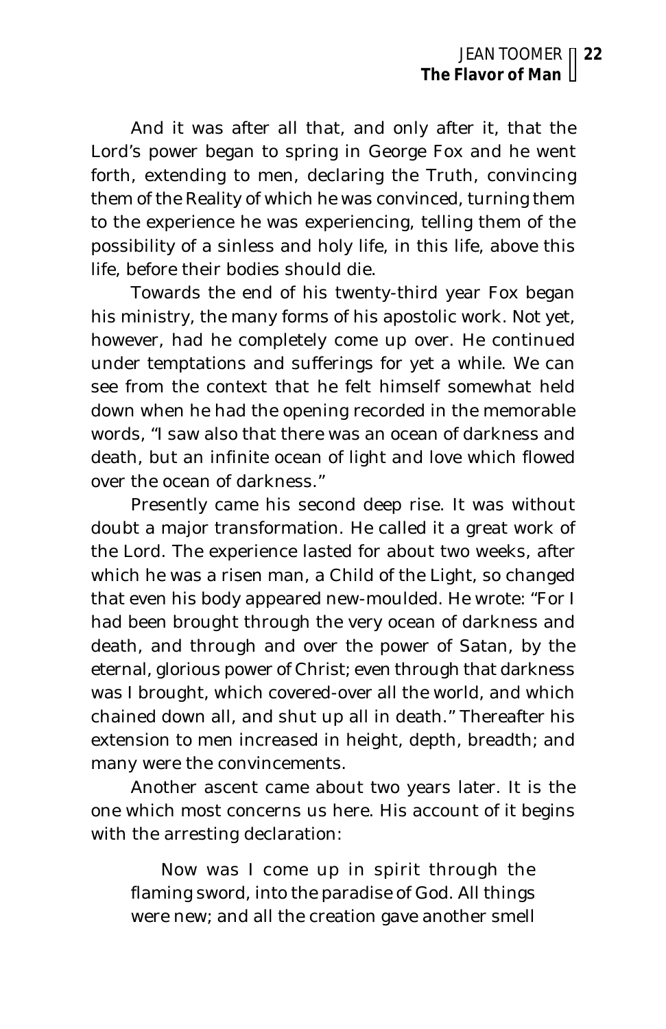And it was after all that, and only after it, that the Lord's power began to spring in George Fox and he went forth, extending to men, declaring the Truth, convincing them of the Reality of which he was convinced, turning them to the experience he was experiencing, telling them of the possibility of a sinless and holy life, in this life, above this life, before their bodies should die.

Towards the end of his twenty-third year Fox began his ministry, the many forms of his apostolic work. Not yet, however, had he completely come up over. He continued under temptations and sufferings for yet a while. We can see from the context that he felt himself somewhat held down when he had the opening recorded in the memorable words, "I saw also that there was an ocean of darkness and death, but an infinite ocean of light and love which flowed over the ocean of darkness."

Presently came his second deep rise. It was without doubt a major transformation. He called it a great work of the Lord. The experience lasted for about two weeks, after which he was a risen man, a Child of the Light, so changed that even his body appeared new-moulded. He wrote: "For I had been brought through the very ocean of darkness and death, and through and over the power of Satan, by the eternal, glorious power of Christ; even through that darkness was I brought, which covered-over all the world, and which chained down all, and shut up all in death." Thereafter his extension to men increased in height, depth, breadth; and many were the convincements.

Another ascent came about two years later. It is the one which most concerns us here. His account of it begins with the arresting declaration:

> Now was I come up in spirit through the flaming sword, into the paradise of God. All things were new; and all the creation gave another smell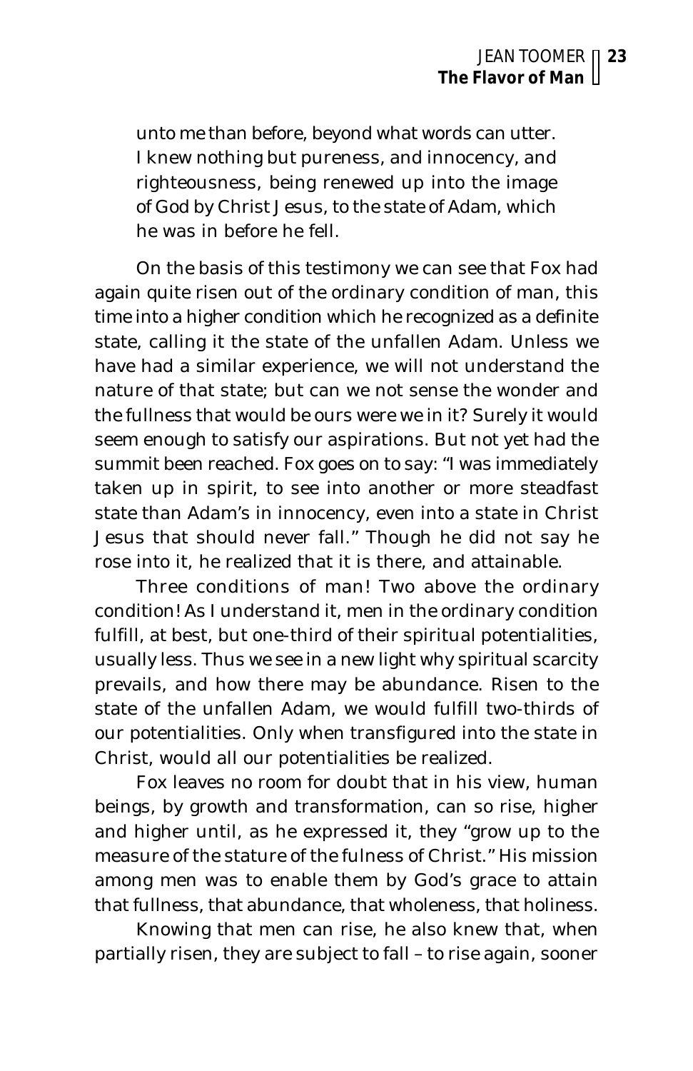> unto me than before, beyond what words can utter. I knew nothing but pureness, and innocency, and righteousness, being renewed up into the image of God by Christ Jesus, to the state of Adam, which he was in before he fell.

On the basis of this testimony we can see that Fox had again quite risen out of the ordinary condition of man, this time into a higher condition which he recognized as a definite state, calling it the state of the unfallen Adam. Unless we have had a similar experience, we will not understand the nature of that state; but can we not sense the wonder and the fullness that would be ours were we in it? Surely it would seem enough to satisfy our aspirations. But not yet had the summit been reached. Fox goes on to say: "I was immediately taken up in spirit, to see into another or more steadfast state than Adam's in innocency, even into a state in Christ Jesus that should never fall." Though he did not say he rose into it, he realized that it is there, and attainable.

Three conditions of man! Two above the ordinary condition! As I understand it, men in the ordinary condition fulfill, at best, but one-third of their spiritual potentialities, usually less. Thus we see in a new light why spiritual scarcity prevails, and how there may be abundance. Risen to the state of the unfallen Adam, we would fulfill two-thirds of our potentialities. Only when transfigured into the state in Christ, would all our potentialities be realized.

Fox leaves no room for doubt that in his view, human beings, by growth and transformation, can so rise, higher and higher until, as he expressed it, they "grow up to the measure of the stature of the fulness of Christ." His mission among men was to enable them by God's grace to attain that fullness, that abundance, that wholeness, that holiness.

Knowing that men can rise, he also knew that, when partially risen, they are subject to fall – to rise again, sooner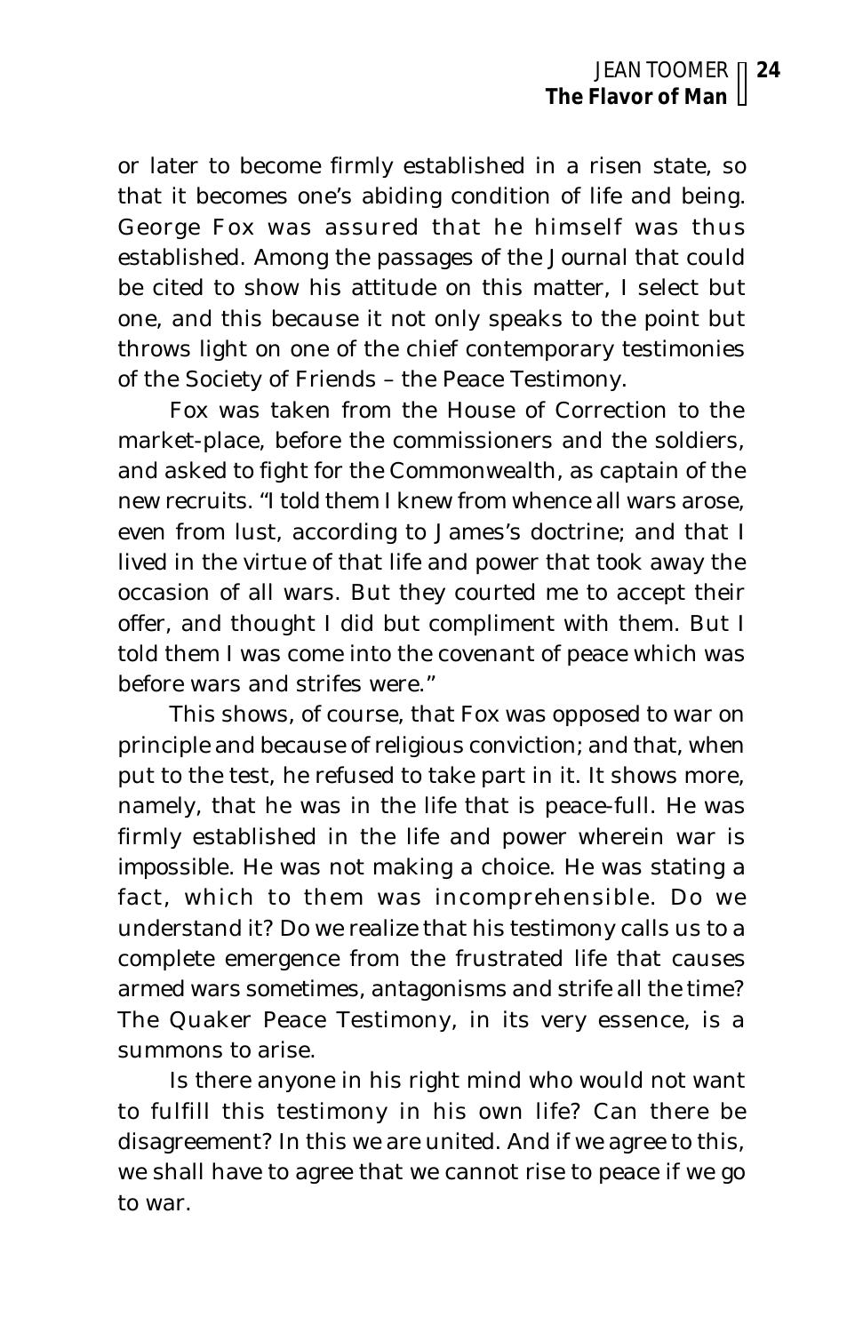or later to become firmly established in a risen state, so that it becomes one's abiding condition of life and being. George Fox was assured that he himself was thus established. Among the passages of the Journal that could be cited to show his attitude on this matter, I select but one, and this because it not only speaks to the point but throws light on one of the chief contemporary testimonies of the Society of Friends – the Peace Testimony.

Fox was taken from the House of Correction to the market-place, before the commissioners and the soldiers, and asked to fight for the Commonwealth, as captain of the new recruits. "I told them I knew from whence all wars arose, even from lust, according to James's doctrine; and that I lived in the virtue of that life and power that took away the occasion of all wars. But they courted me to accept their offer, and thought I did but compliment with them. But I told them I was come into the covenant of peace which was before wars and strifes were."

This shows, of course, that Fox was opposed to war on principle and because of religious conviction; and that, when put to the test, he refused to take part in it. It shows more, namely, that he was in the life that is peace-full. He was firmly established in the life and power wherein war is impossible. He was not making a choice. He was stating a fact, which to them was incomprehensible. Do we understand it? Do we realize that his testimony calls us to a complete emergence from the frustrated life that causes armed wars sometimes, antagonisms and strife all the time? The Quaker Peace Testimony, in its very essence, is a summons to arise.

Is there anyone in his right mind who would not want to fulfill this testimony in his own life? Can there be disagreement? In this we are united. And if we agree to this, we shall have to agree that we cannot rise to peace if we go to war.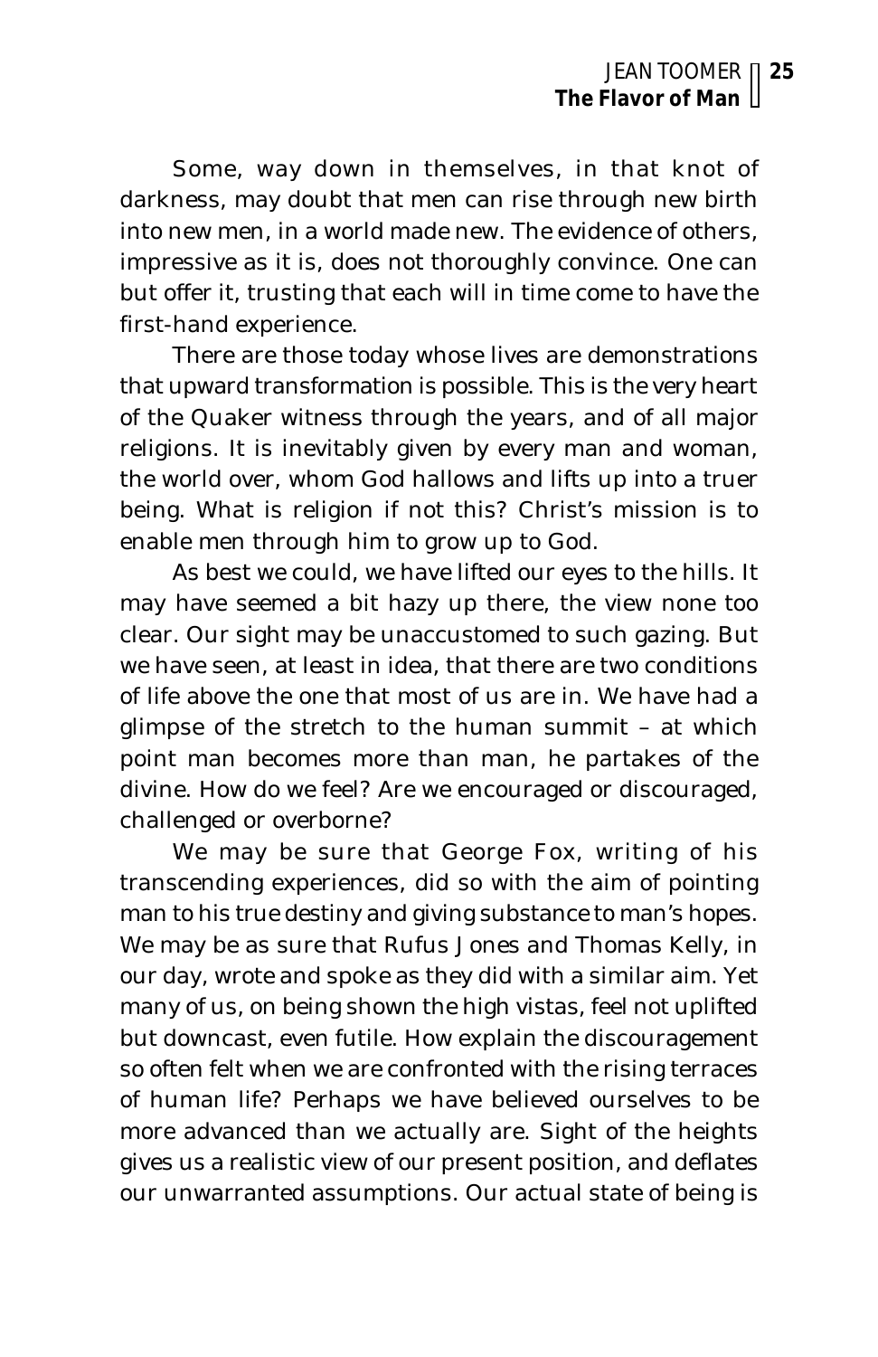Some, way down in themselves, in that knot of darkness, may doubt that men can rise through new birth into new men, in a world made new. The evidence of others, impressive as it is, does not thoroughly convince. One can but offer it, trusting that each will in time come to have the first-hand experience.

There are those today whose lives are demonstrations that upward transformation is possible. This is the very heart of the Quaker witness through the years, and of all major religions. It is inevitably given by every man and woman, the world over, whom God hallows and lifts up into a truer being. What is religion if not this? Christ's mission is to enable men through him to grow up to God.

As best we could, we have lifted our eyes to the hills. It may have seemed a bit hazy up there, the view none too clear. Our sight may be unaccustomed to such gazing. But we have seen, at least in idea, that there are two conditions of life above the one that most of us are in. We have had a glimpse of the stretch to the human summit – at which point man becomes more than man, he partakes of the divine. How do we feel? Are we encouraged or discouraged, challenged or overborne?

We may be sure that George Fox, writing of his transcending experiences, did so with the aim of pointing man to his true destiny and giving substance to man's hopes. We may be as sure that Rufus Jones and Thomas Kelly, in our day, wrote and spoke as they did with a similar aim. Yet many of us, on being shown the high vistas, feel not uplifted but downcast, even futile. How explain the discouragement so often felt when we are confronted with the rising terraces of human life? Perhaps we have believed ourselves to be more advanced than we actually are. Sight of the heights gives us a realistic view of our present position, and deflates our unwarranted assumptions. Our actual state of being is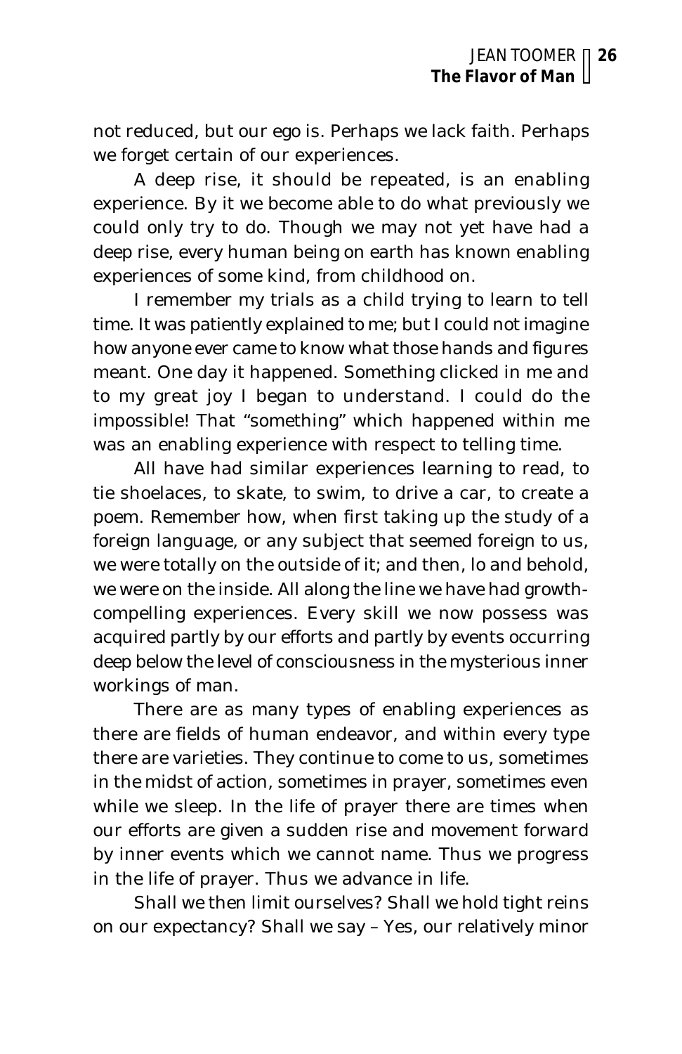not reduced, but our ego is. Perhaps we lack faith. Perhaps we forget certain of our experiences.

A deep rise, it should be repeated, is an enabling experience. By it we become able to do what previously we could only try to do. Though we may not yet have had a deep rise, every human being on earth has known enabling experiences of some kind, from childhood on.

I remember my trials as a child trying to learn to tell time. It was patiently explained to me; but I could not imagine how anyone ever came to know what those hands and figures meant. One day it happened. Something clicked in me and to my great joy I began to understand. I could do the impossible! That "something" which happened within me was an enabling experience with respect to telling time.

All have had similar experiences learning to read, to tie shoelaces, to skate, to swim, to drive a car, to create a poem. Remember how, when first taking up the study of a foreign language, or any subject that seemed foreign to us, we were totally on the outside of it; and then, lo and behold, we were on the inside. All along the line we have had growth-compelling experiences. Every skill we now possess was acquired partly by our efforts and partly by events occurring deep below the level of consciousness in the mysterious inner workings of man.

There are as many types of enabling experiences as there are fields of human endeavor, and within every type there are varieties. They continue to come to us, sometimes in the midst of action, sometimes in prayer, sometimes even while we sleep. In the life of prayer there are times when our efforts are given a sudden rise and movement forward by inner events which we cannot name. Thus we progress in the life of prayer. Thus we advance in life.

Shall we then limit ourselves? Shall we hold tight reins on our expectancy? Shall we say – Yes, our relatively minor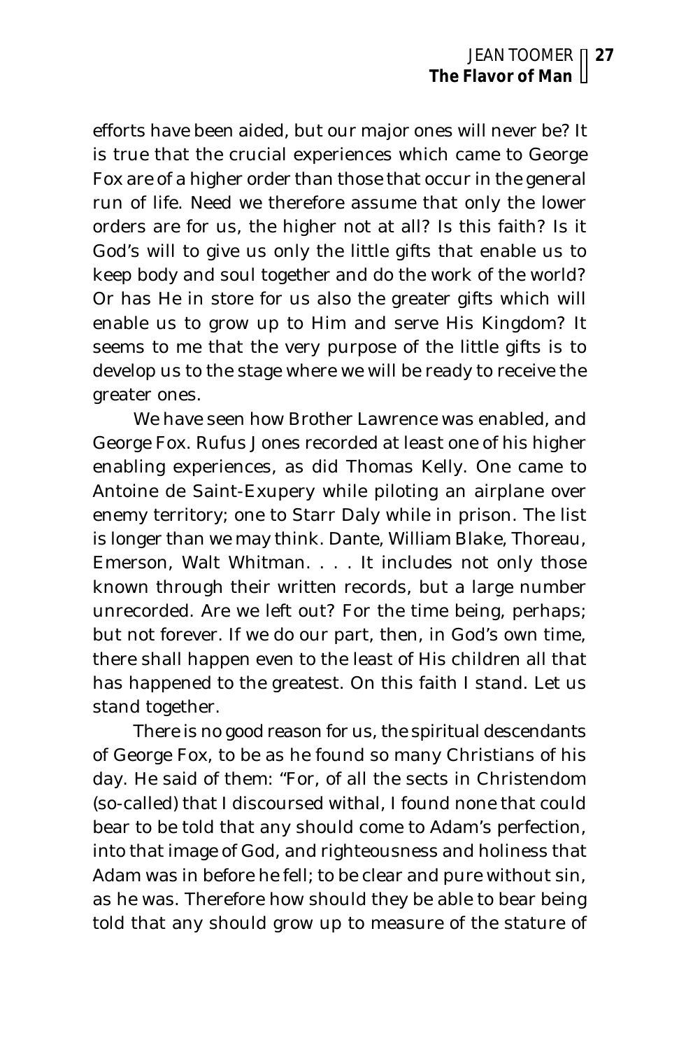efforts have been aided, but our major ones will never be? It is true that the crucial experiences which came to George Fox are of a higher order than those that occur in the general run of life. Need we therefore assume that only the lower orders are for us, the higher not at all? Is this faith? Is it God's will to give us only the little gifts that enable us to keep body and soul together and do the work of the world? Or has He in store for us also the greater gifts which will enable us to grow up to Him and serve His Kingdom? It seems to me that the very purpose of the little gifts is to develop us to the stage where we will be ready to receive the greater ones.

We have seen how Brother Lawrence was enabled, and George Fox. Rufus Jones recorded at least one of his higher enabling experiences, as did Thomas Kelly. One came to Antoine de Saint-Exupery while piloting an airplane over enemy territory; one to Starr Daly while in prison. The list is longer than we may think. Dante, William Blake, Thoreau, Emerson, Walt Whitman. . . . It includes not only those known through their written records, but a large number unrecorded. Are we left out? For the time being, perhaps; but not forever. If we do our part, then, in God's own time, there shall happen even to the least of His children all that has happened to the greatest. On this faith I stand. Let us stand together.

There is no good reason for us, the spiritual descendants of George Fox, to be as he found so many Christians of his day. He said of them: "For, of all the sects in Christendom (so-called) that I discoursed withal, I found none that could bear to be told that any should come to Adam's perfection, into that image of God, and righteousness and holiness that Adam was in before he fell; to be clear and pure without sin, as he was. Therefore how should they be able to bear being told that any should grow up to measure of the stature of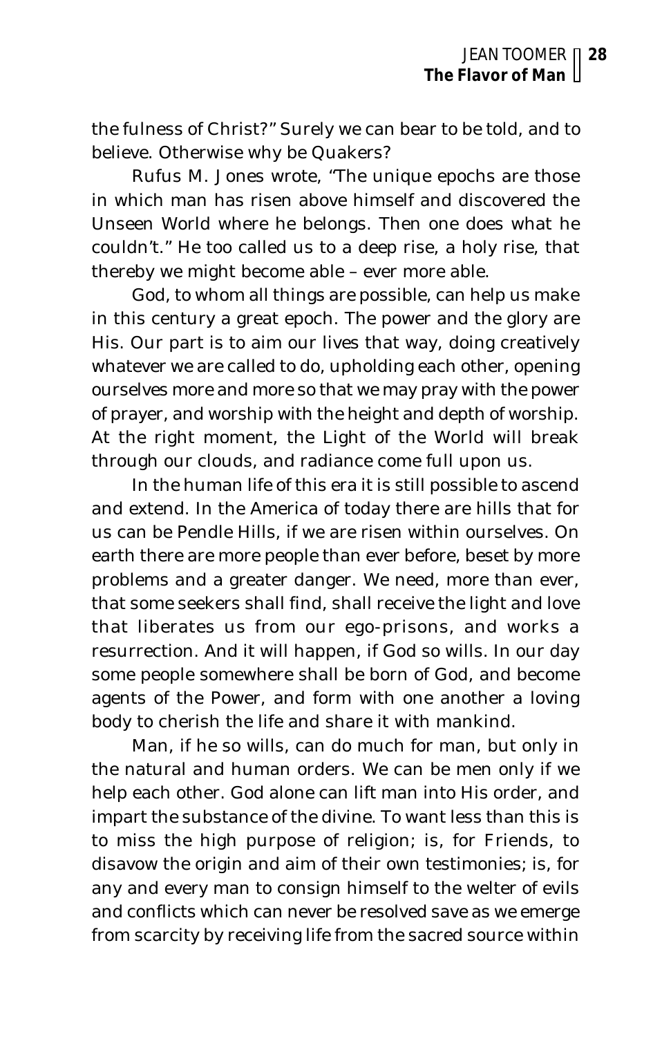the fulness of Christ?" Surely we can bear to be told, and to believe. Otherwise why be Quakers?

Rufus M. Jones wrote, "The unique epochs are those in which man has risen above himself and discovered the Unseen World where he belongs. Then one does what he couldn't." He too called us to a deep rise, a holy rise, that thereby we might become able – ever more able.

God, to whom all things are possible, can help us make in this century a great epoch. The power and the glory are His. Our part is to aim our lives that way, doing creatively whatever we are called to do, upholding each other, opening ourselves more and more so that we may pray with the power of prayer, and worship with the height and depth of worship. At the right moment, the Light of the World will break through our clouds, and radiance come full upon us.

In the human life of this era it is still possible to ascend and extend. In the America of today there are hills that for us can be Pendle Hills, if we are risen within ourselves. On earth there are more people than ever before, beset by more problems and a greater danger. We need, more than ever, that some seekers shall find, shall receive the light and love that liberates us from our ego-prisons, and works a resurrection. And it will happen, if God so wills. In our day some people somewhere shall be born of God, and become agents of the Power, and form with one another a loving body to cherish the life and share it with mankind.

Man, if he so wills, can do much for man, but only in the natural and human orders. We can be men only if we help each other. God alone can lift man into His order, and impart the substance of the divine. To want less than this is to miss the high purpose of religion; is, for Friends, to disavow the origin and aim of their own testimonies; is, for any and every man to consign himself to the welter of evils and conflicts which can never be resolved save as we emerge from scarcity by receiving life from the sacred source within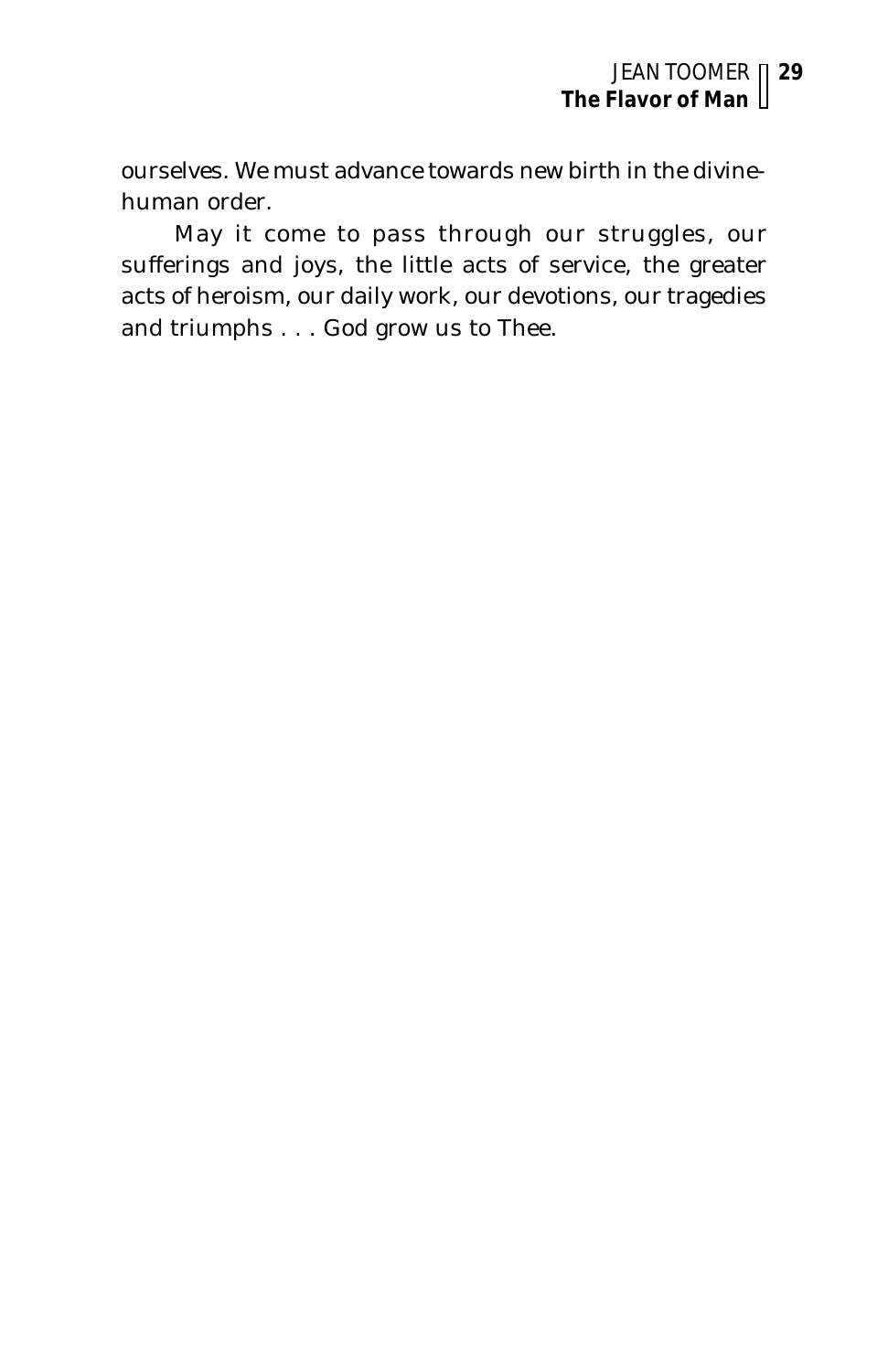ourselves. We must advance towards new birth in the divine-human order.

May it come to pass through our struggles, our sufferings and joys, the little acts of service, the greater acts of heroism, our daily work, our devotions, our tragedies and triumphs . . . God grow us to Thee.